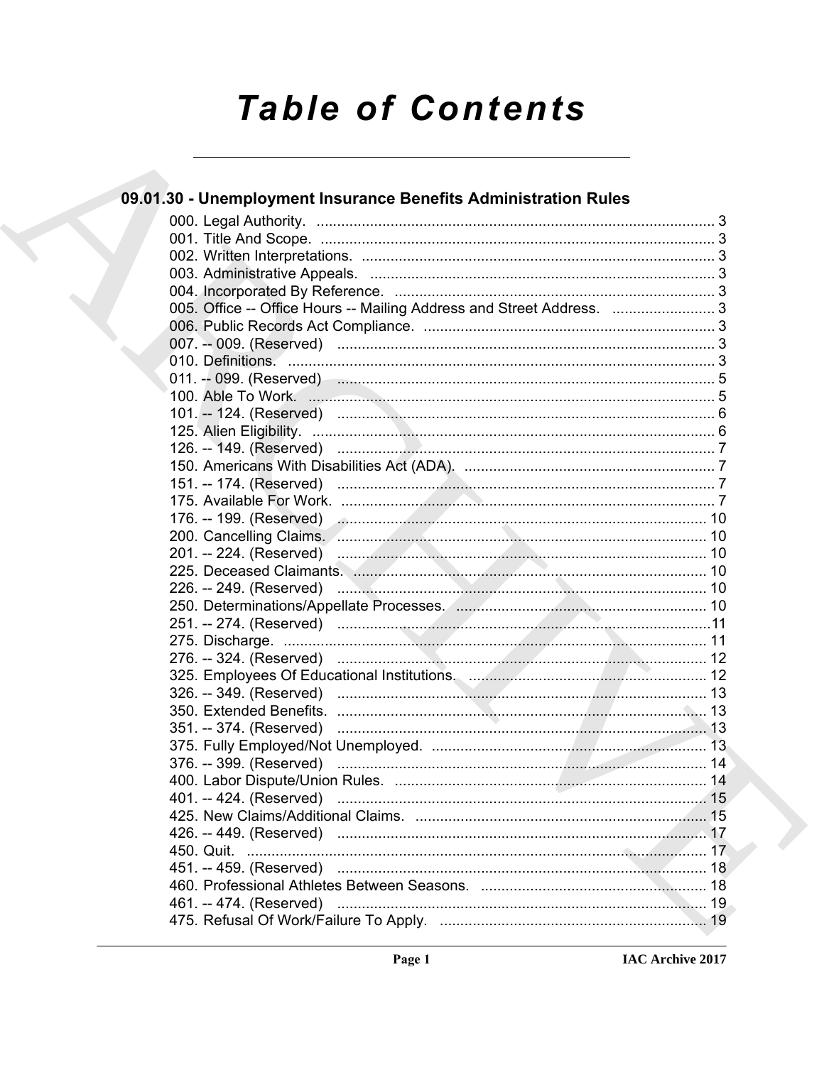# Table of Contents

## 09.01.30 - Unemployment Insurance Benefits Administration Rules

000. Legal Authority. ........ 3
001. Title And Scope. ........ 3
002. Written Interpretations. ........ 3
003. Administrative Appeals. ........ 3
004. Incorporated By Reference. ........ 3
005. Office -- Office Hours -- Mailing Address and Street Address. ........ 3
006. Public Records Act Compliance. ........ 3
007. -- 009. (Reserved) ........ 3
010. Definitions. ........ 3
011. -- 099. (Reserved) ........ 5
100. Able To Work. ........ 5
101. -- 124. (Reserved) ........ 6
125. Alien Eligibility. ........ 6
126. -- 149. (Reserved) ........ 7
150. Americans With Disabilities Act (ADA). ........ 7
151. -- 174. (Reserved) ........ 7
175. Available For Work. ........ 7
176. -- 199. (Reserved) ........ 10
200. Cancelling Claims. ........ 10
201. -- 224. (Reserved) ........ 10
225. Deceased Claimants. ........ 10
226. -- 249. (Reserved) ........ 10
250. Determinations/Appellate Processes. ........ 10
251. -- 274. (Reserved) ........ 11
275. Discharge. ........ 11
276. -- 324. (Reserved) ........ 12
325. Employees Of Educational Institutions. ........ 12
326. -- 349. (Reserved) ........ 13
350. Extended Benefits. ........ 13
351. -- 374. (Reserved) ........ 13
375. Fully Employed/Not Unemployed. ........ 13
376. -- 399. (Reserved) ........ 14
400. Labor Dispute/Union Rules. ........ 14
401. -- 424. (Reserved) ........ 15
425. New Claims/Additional Claims. ........ 15
426. -- 449. (Reserved) ........ 17
450. Quit. ........ 17
451. -- 459. (Reserved) ........ 18
460. Professional Athletes Between Seasons. ........ 18
461. -- 474. (Reserved) ........ 19
475. Refusal Of Work/Failure To Apply. ........ 19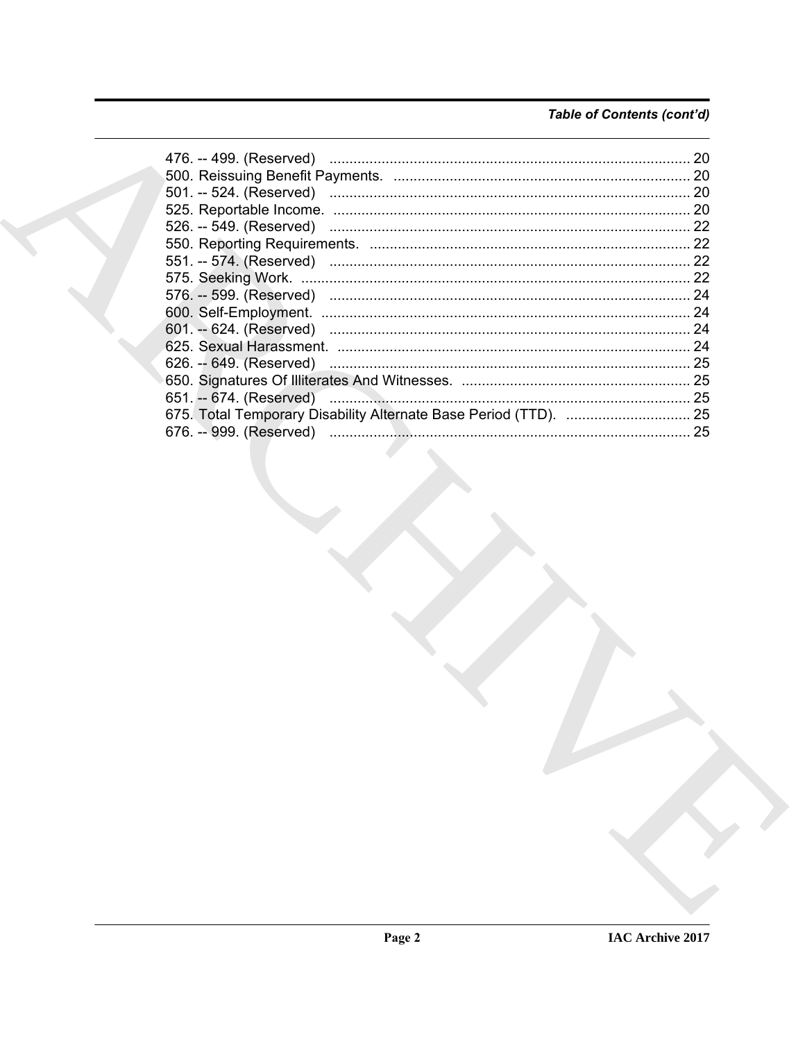*Table of Contents (cont'd)*

476. -- 499. (Reserved) .......... 20
500. Reissuing Benefit Payments. .......... 20
501. -- 524. (Reserved) .......... 20
525. Reportable Income. .......... 20
526. -- 549. (Reserved) .......... 22
550. Reporting Requirements. .......... 22
551. -- 574. (Reserved) .......... 22
575. Seeking Work. .......... 22
576. -- 599. (Reserved) .......... 24
600. Self-Employment. .......... 24
601. -- 624. (Reserved) .......... 24
625. Sexual Harassment. .......... 24
626. -- 649. (Reserved) .......... 25
650. Signatures Of Illiterates And Witnesses. .......... 25
651. -- 674. (Reserved) .......... 25
675. Total Temporary Disability Alternate Base Period (TTD). .......... 25
676. -- 999. (Reserved) .......... 25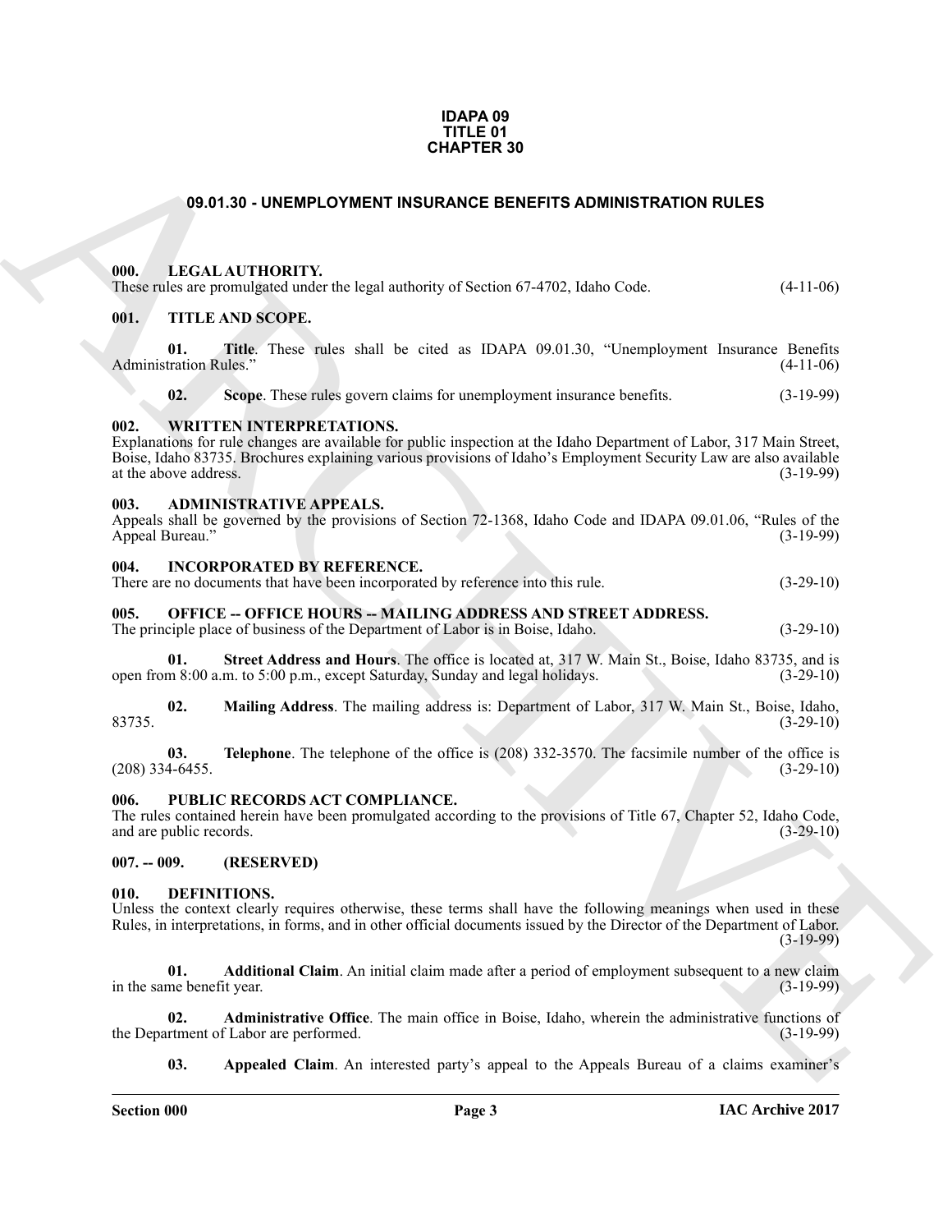**IDAPA 09**
**TITLE 01**
**CHAPTER 30**

# 09.01.30 - UNEMPLOYMENT INSURANCE BENEFITS ADMINISTRATION RULES

## 000. LEGAL AUTHORITY.

These rules are promulgated under the legal authority of Section 67-4702, Idaho Code. (4-11-06)

## 001. TITLE AND SCOPE.

**01. Title**. These rules shall be cited as IDAPA 09.01.30, "Unemployment Insurance Benefits Administration Rules." (4-11-06)

**02. Scope**. These rules govern claims for unemployment insurance benefits. (3-19-99)

## 002. WRITTEN INTERPRETATIONS.

Explanations for rule changes are available for public inspection at the Idaho Department of Labor, 317 Main Street, Boise, Idaho 83735. Brochures explaining various provisions of Idaho's Employment Security Law are also available at the above address. (3-19-99)

## 003. ADMINISTRATIVE APPEALS.

Appeals shall be governed by the provisions of Section 72-1368, Idaho Code and IDAPA 09.01.06, "Rules of the Appeal Bureau." (3-19-99)

## 004. INCORPORATED BY REFERENCE.

There are no documents that have been incorporated by reference into this rule. (3-29-10)

## 005. OFFICE -- OFFICE HOURS -- MAILING ADDRESS AND STREET ADDRESS.

The principle place of business of the Department of Labor is in Boise, Idaho. (3-29-10)

**01. Street Address and Hours**. The office is located at, 317 W. Main St., Boise, Idaho 83735, and is open from 8:00 a.m. to 5:00 p.m., except Saturday, Sunday and legal holidays. (3-29-10)

**02. Mailing Address**. The mailing address is: Department of Labor, 317 W. Main St., Boise, Idaho, 83735. (3-29-10)

**03. Telephone**. The telephone of the office is (208) 332-3570. The facsimile number of the office is (208) 334-6455. (3-29-10)

## 006. PUBLIC RECORDS ACT COMPLIANCE.

The rules contained herein have been promulgated according to the provisions of Title 67, Chapter 52, Idaho Code, and are public records. (3-29-10)

## 007. -- 009. (RESERVED)

## 010. DEFINITIONS.

Unless the context clearly requires otherwise, these terms shall have the following meanings when used in these Rules, in interpretations, in forms, and in other official documents issued by the Director of the Department of Labor. (3-19-99)

**01. Additional Claim**. An initial claim made after a period of employment subsequent to a new claim in the same benefit year. (3-19-99)

**02. Administrative Office**. The main office in Boise, Idaho, wherein the administrative functions of the Department of Labor are performed. (3-19-99)

**03. Appealed Claim**. An interested party's appeal to the Appeals Bureau of a claims examiner's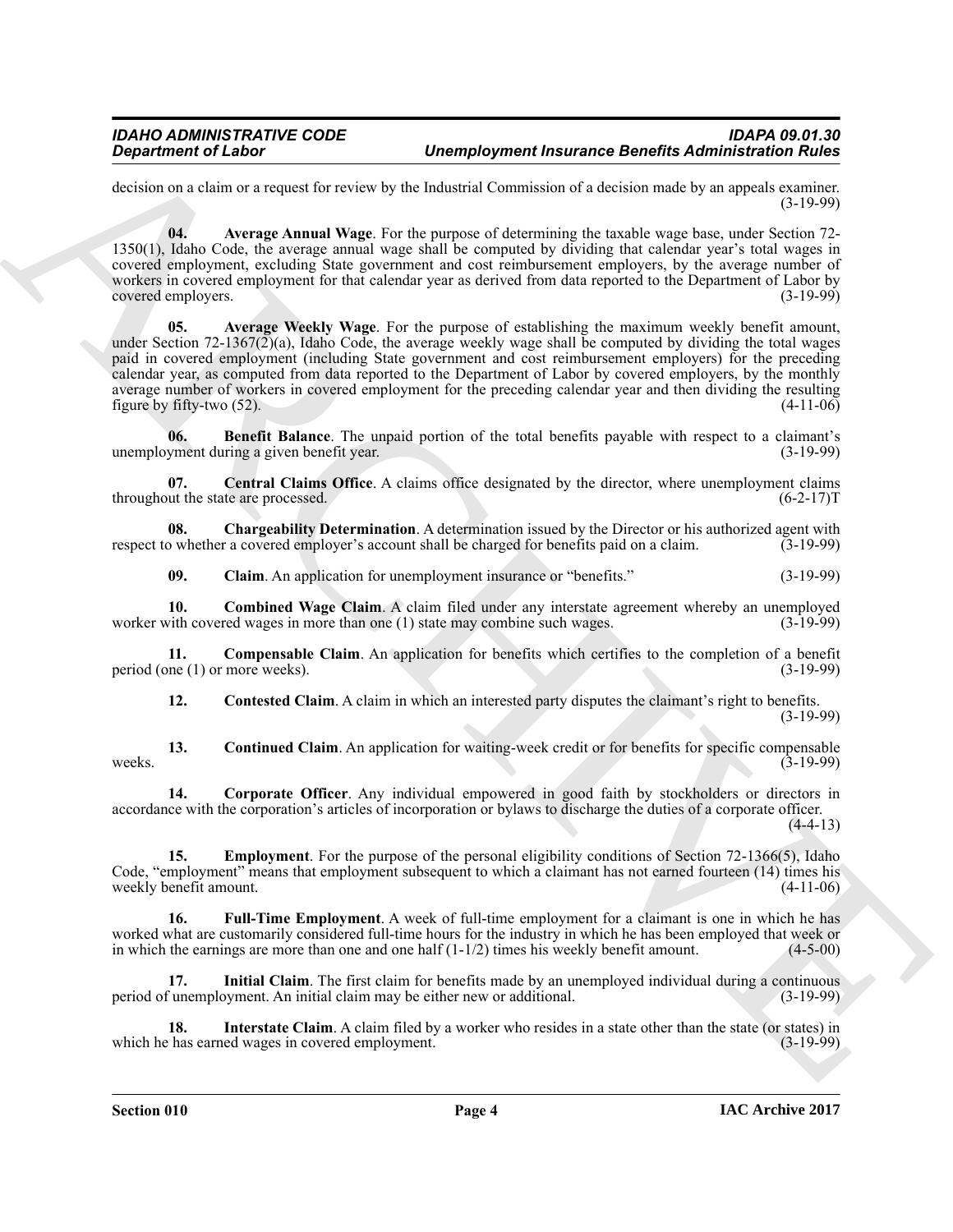decision on a claim or a request for review by the Industrial Commission of a decision made by an appeals examiner. (3-19-99)

**04. Average Annual Wage**. For the purpose of determining the taxable wage base, under Section 72-1350(1), Idaho Code, the average annual wage shall be computed by dividing that calendar year's total wages in covered employment, excluding State government and cost reimbursement employers, by the average number of workers in covered employment for that calendar year as derived from data reported to the Department of Labor by covered employers. (3-19-99)

**05. Average Weekly Wage**. For the purpose of establishing the maximum weekly benefit amount, under Section 72-1367(2)(a), Idaho Code, the average weekly wage shall be computed by dividing the total wages paid in covered employment (including State government and cost reimbursement employers) for the preceding calendar year, as computed from data reported to the Department of Labor by covered employers, by the monthly average number of workers in covered employment for the preceding calendar year and then dividing the resulting figure by fifty-two (52). (4-11-06)

**06. Benefit Balance**. The unpaid portion of the total benefits payable with respect to a claimant's unemployment during a given benefit year. (3-19-99)

**07. Central Claims Office**. A claims office designated by the director, where unemployment claims throughout the state are processed. (6-2-17)T

**08. Chargeability Determination**. A determination issued by the Director or his authorized agent with respect to whether a covered employer's account shall be charged for benefits paid on a claim. (3-19-99)

**09. Claim**. An application for unemployment insurance or "benefits." (3-19-99)

**10. Combined Wage Claim**. A claim filed under any interstate agreement whereby an unemployed worker with covered wages in more than one (1) state may combine such wages. (3-19-99)

**11. Compensable Claim**. An application for benefits which certifies to the completion of a benefit period (one (1) or more weeks). (3-19-99)

**12. Contested Claim**. A claim in which an interested party disputes the claimant's right to benefits. (3-19-99)

**13. Continued Claim**. An application for waiting-week credit or for benefits for specific compensable weeks. (3-19-99)

**14. Corporate Officer**. Any individual empowered in good faith by stockholders or directors in accordance with the corporation's articles of incorporation or bylaws to discharge the duties of a corporate officer. (4-4-13)

**15. Employment**. For the purpose of the personal eligibility conditions of Section 72-1366(5), Idaho Code, "employment" means that employment subsequent to which a claimant has not earned fourteen (14) times his weekly benefit amount. (4-11-06)

**16. Full-Time Employment**. A week of full-time employment for a claimant is one in which he has worked what are customarily considered full-time hours for the industry in which he has been employed that week or in which the earnings are more than one and one half (1-1/2) times his weekly benefit amount. (4-5-00)

**17. Initial Claim**. The first claim for benefits made by an unemployed individual during a continuous period of unemployment. An initial claim may be either new or additional. (3-19-99)

**18. Interstate Claim**. A claim filed by a worker who resides in a state other than the state (or states) in which he has earned wages in covered employment. (3-19-99)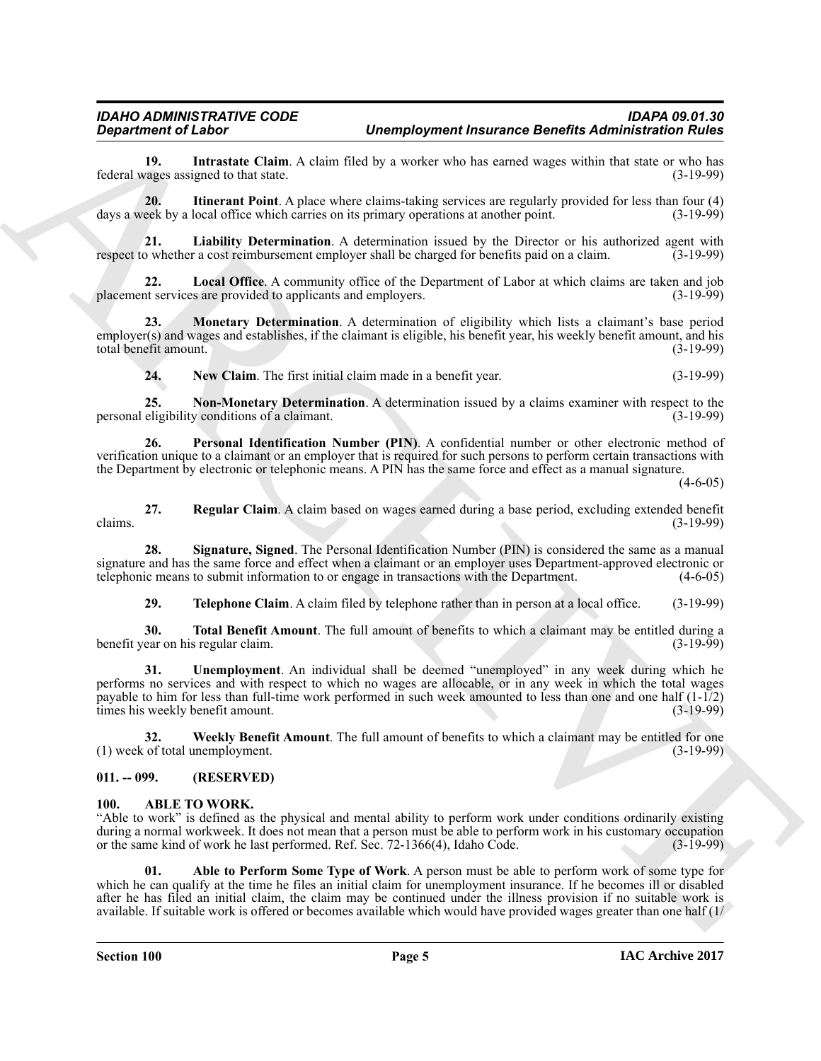**19. Intrastate Claim**. A claim filed by a worker who has earned wages within that state or who has federal wages assigned to that state. (3-19-99)

**20. Itinerant Point**. A place where claims-taking services are regularly provided for less than four (4) days a week by a local office which carries on its primary operations at another point. (3-19-99)

**21. Liability Determination**. A determination issued by the Director or his authorized agent with respect to whether a cost reimbursement employer shall be charged for benefits paid on a claim. (3-19-99)

**22. Local Office**. A community office of the Department of Labor at which claims are taken and job placement services are provided to applicants and employers. (3-19-99)

**23. Monetary Determination**. A determination of eligibility which lists a claimant's base period employer(s) and wages and establishes, if the claimant is eligible, his benefit year, his weekly benefit amount, and his total benefit amount. (3-19-99)

**24. New Claim**. The first initial claim made in a benefit year. (3-19-99)

**25. Non-Monetary Determination**. A determination issued by a claims examiner with respect to the personal eligibility conditions of a claimant. (3-19-99)

**26. Personal Identification Number (PIN)**. A confidential number or other electronic method of verification unique to a claimant or an employer that is required for such persons to perform certain transactions with the Department by electronic or telephonic means. A PIN has the same force and effect as a manual signature. (4-6-05)

**27. Regular Claim**. A claim based on wages earned during a base period, excluding extended benefit claims. (3-19-99)

**28. Signature, Signed**. The Personal Identification Number (PIN) is considered the same as a manual signature and has the same force and effect when a claimant or an employer uses Department-approved electronic or telephonic means to submit information to or engage in transactions with the Department. (4-6-05)

**29. Telephone Claim**. A claim filed by telephone rather than in person at a local office. (3-19-99)

**30. Total Benefit Amount**. The full amount of benefits to which a claimant may be entitled during a benefit year on his regular claim. (3-19-99)

**31. Unemployment**. An individual shall be deemed "unemployed" in any week during which he performs no services and with respect to which no wages are allocable, or in any week in which the total wages payable to him for less than full-time work performed in such week amounted to less than one and one half (1-1/2) times his weekly benefit amount. (3-19-99)

**32. Weekly Benefit Amount**. The full amount of benefits to which a claimant may be entitled for one (1) week of total unemployment. (3-19-99)

## 011. -- 099. (RESERVED)

## 100. ABLE TO WORK.

"Able to work" is defined as the physical and mental ability to perform work under conditions ordinarily existing during a normal workweek. It does not mean that a person must be able to perform work in his customary occupation or the same kind of work he last performed. Ref. Sec. 72-1366(4), Idaho Code. (3-19-99)

**01. Able to Perform Some Type of Work**. A person must be able to perform work of some type for which he can qualify at the time he files an initial claim for unemployment insurance. If he becomes ill or disabled after he has filed an initial claim, the claim may be continued under the illness provision if no suitable work is available. If suitable work is offered or becomes available which would have provided wages greater than one half (1/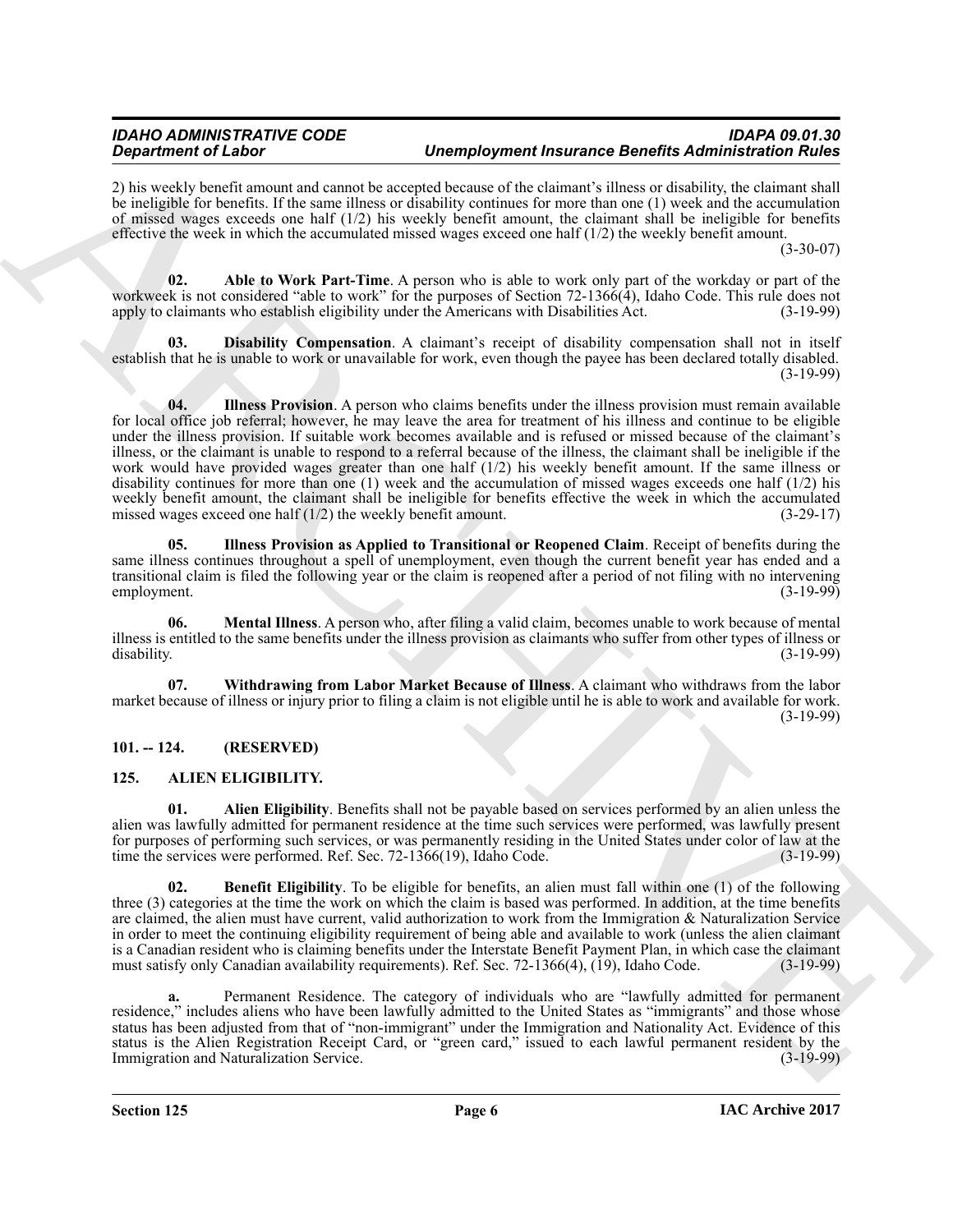2) his weekly benefit amount and cannot be accepted because of the claimant's illness or disability, the claimant shall be ineligible for benefits. If the same illness or disability continues for more than one (1) week and the accumulation of missed wages exceeds one half (1/2) his weekly benefit amount, the claimant shall be ineligible for benefits effective the week in which the accumulated missed wages exceed one half (1/2) the weekly benefit amount. (3-30-07)

**02. Able to Work Part-Time**. A person who is able to work only part of the workday or part of the workweek is not considered "able to work" for the purposes of Section 72-1366(4), Idaho Code. This rule does not apply to claimants who establish eligibility under the Americans with Disabilities Act. (3-19-99)

**03. Disability Compensation**. A claimant's receipt of disability compensation shall not in itself establish that he is unable to work or unavailable for work, even though the payee has been declared totally disabled. (3-19-99)

**04. Illness Provision**. A person who claims benefits under the illness provision must remain available for local office job referral; however, he may leave the area for treatment of his illness and continue to be eligible under the illness provision. If suitable work becomes available and is refused or missed because of the claimant's illness, or the claimant is unable to respond to a referral because of the illness, the claimant shall be ineligible if the work would have provided wages greater than one half (1/2) his weekly benefit amount. If the same illness or disability continues for more than one (1) week and the accumulation of missed wages exceeds one half (1/2) his weekly benefit amount, the claimant shall be ineligible for benefits effective the week in which the accumulated missed wages exceed one half (1/2) the weekly benefit amount. (3-29-17)

**05. Illness Provision as Applied to Transitional or Reopened Claim**. Receipt of benefits during the same illness continues throughout a spell of unemployment, even though the current benefit year has ended and a transitional claim is filed the following year or the claim is reopened after a period of not filing with no intervening employment. (3-19-99)

**06. Mental Illness**. A person who, after filing a valid claim, becomes unable to work because of mental illness is entitled to the same benefits under the illness provision as claimants who suffer from other types of illness or disability. (3-19-99)

**07. Withdrawing from Labor Market Because of Illness**. A claimant who withdraws from the labor market because of illness or injury prior to filing a claim is not eligible until he is able to work and available for work. (3-19-99)

## 101. -- 124. (RESERVED)

## 125. ALIEN ELIGIBILITY.

**01. Alien Eligibility**. Benefits shall not be payable based on services performed by an alien unless the alien was lawfully admitted for permanent residence at the time such services were performed, was lawfully present for purposes of performing such services, or was permanently residing in the United States under color of law at the time the services were performed. Ref. Sec. 72-1366(19), Idaho Code. (3-19-99)

**02. Benefit Eligibility**. To be eligible for benefits, an alien must fall within one (1) of the following three (3) categories at the time the work on which the claim is based was performed. In addition, at the time benefits are claimed, the alien must have current, valid authorization to work from the Immigration & Naturalization Service in order to meet the continuing eligibility requirement of being able and available to work (unless the alien claimant is a Canadian resident who is claiming benefits under the Interstate Benefit Payment Plan, in which case the claimant must satisfy only Canadian availability requirements). Ref. Sec. 72-1366(4), (19), Idaho Code. (3-19-99)

**a.** Permanent Residence. The category of individuals who are "lawfully admitted for permanent residence," includes aliens who have been lawfully admitted to the United States as "immigrants" and those whose status has been adjusted from that of "non-immigrant" under the Immigration and Nationality Act. Evidence of this status is the Alien Registration Receipt Card, or "green card," issued to each lawful permanent resident by the Immigration and Naturalization Service. (3-19-99)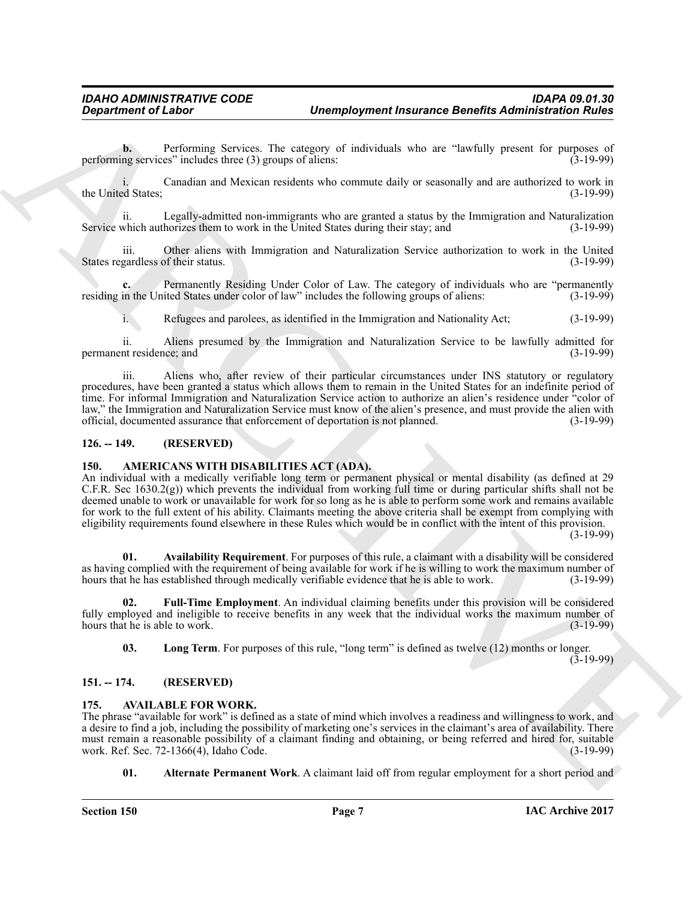**b.** Performing Services. The category of individuals who are "lawfully present for purposes of performing services" includes three (3) groups of aliens: (3-19-99)

i. Canadian and Mexican residents who commute daily or seasonally and are authorized to work in the United States; (3-19-99)

ii. Legally-admitted non-immigrants who are granted a status by the Immigration and Naturalization Service which authorizes them to work in the United States during their stay; and (3-19-99)

iii. Other aliens with Immigration and Naturalization Service authorization to work in the United States regardless of their status. (3-19-99)

**c.** Permanently Residing Under Color of Law. The category of individuals who are "permanently residing in the United States under color of law" includes the following groups of aliens: (3-19-99)

i. Refugees and parolees, as identified in the Immigration and Nationality Act; (3-19-99)

ii. Aliens presumed by the Immigration and Naturalization Service to be lawfully admitted for permanent residence; and (3-19-99)

iii. Aliens who, after review of their particular circumstances under INS statutory or regulatory procedures, have been granted a status which allows them to remain in the United States for an indefinite period of time. For informal Immigration and Naturalization Service action to authorize an alien's residence under "color of law," the Immigration and Naturalization Service must know of the alien's presence, and must provide the alien with official, documented assurance that enforcement of deportation is not planned. (3-19-99)

## 126. -- 149. (RESERVED)

## 150. AMERICANS WITH DISABILITIES ACT (ADA).

An individual with a medically verifiable long term or permanent physical or mental disability (as defined at 29 C.F.R. Sec 1630.2(g)) which prevents the individual from working full time or during particular shifts shall not be deemed unable to work or unavailable for work for so long as he is able to perform some work and remains available for work to the full extent of his ability. Claimants meeting the above criteria shall be exempt from complying with eligibility requirements found elsewhere in these Rules which would be in conflict with the intent of this provision. (3-19-99)

**01. Availability Requirement**. For purposes of this rule, a claimant with a disability will be considered as having complied with the requirement of being available for work if he is willing to work the maximum number of hours that he has established through medically verifiable evidence that he is able to work. (3-19-99)

**02. Full-Time Employment**. An individual claiming benefits under this provision will be considered fully employed and ineligible to receive benefits in any week that the individual works the maximum number of hours that he is able to work. (3-19-99)

**03. Long Term**. For purposes of this rule, "long term" is defined as twelve (12) months or longer. (3-19-99)

## 151. -- 174. (RESERVED)

## 175. AVAILABLE FOR WORK.

The phrase "available for work" is defined as a state of mind which involves a readiness and willingness to work, and a desire to find a job, including the possibility of marketing one's services in the claimant's area of availability. There must remain a reasonable possibility of a claimant finding and obtaining, or being referred and hired for, suitable work. Ref. Sec. 72-1366(4), Idaho Code. (3-19-99)

**01. Alternate Permanent Work**. A claimant laid off from regular employment for a short period and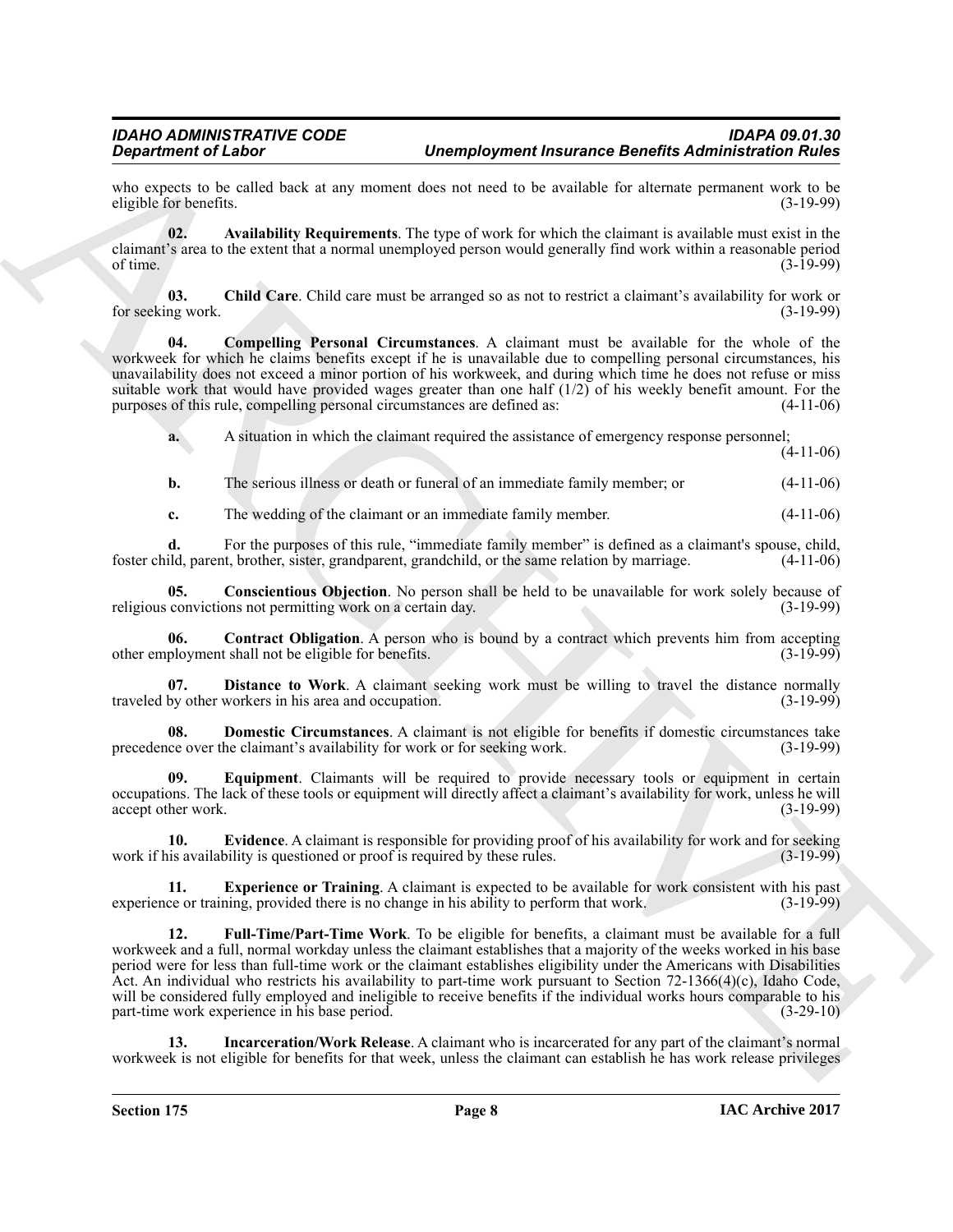who expects to be called back at any moment does not need to be available for alternate permanent work to be eligible for benefits. (3-19-99)

**02. Availability Requirements**. The type of work for which the claimant is available must exist in the claimant's area to the extent that a normal unemployed person would generally find work within a reasonable period of time. (3-19-99)

**03. Child Care**. Child care must be arranged so as not to restrict a claimant's availability for work or for seeking work. (3-19-99)

**04. Compelling Personal Circumstances**. A claimant must be available for the whole of the workweek for which he claims benefits except if he is unavailable due to compelling personal circumstances, his unavailability does not exceed a minor portion of his workweek, and during which time he does not refuse or miss suitable work that would have provided wages greater than one half (1/2) of his weekly benefit amount. For the purposes of this rule, compelling personal circumstances are defined as: (4-11-06)

**a.** A situation in which the claimant required the assistance of emergency response personnel; (4-11-06)

**b.** The serious illness or death or funeral of an immediate family member; or (4-11-06)

**c.** The wedding of the claimant or an immediate family member. (4-11-06)

**d.** For the purposes of this rule, "immediate family member" is defined as a claimant's spouse, child, foster child, parent, brother, sister, grandparent, grandchild, or the same relation by marriage. (4-11-06)

**05. Conscientious Objection**. No person shall be held to be unavailable for work solely because of religious convictions not permitting work on a certain day. (3-19-99)

**06. Contract Obligation**. A person who is bound by a contract which prevents him from accepting other employment shall not be eligible for benefits. (3-19-99)

**07. Distance to Work**. A claimant seeking work must be willing to travel the distance normally traveled by other workers in his area and occupation. (3-19-99)

**08. Domestic Circumstances**. A claimant is not eligible for benefits if domestic circumstances take precedence over the claimant's availability for work or for seeking work. (3-19-99)

**09. Equipment**. Claimants will be required to provide necessary tools or equipment in certain occupations. The lack of these tools or equipment will directly affect a claimant's availability for work, unless he will accept other work. (3-19-99)

**10. Evidence**. A claimant is responsible for providing proof of his availability for work and for seeking work if his availability is questioned or proof is required by these rules. (3-19-99)

**11. Experience or Training**. A claimant is expected to be available for work consistent with his past experience or training, provided there is no change in his ability to perform that work. (3-19-99)

**12. Full-Time/Part-Time Work**. To be eligible for benefits, a claimant must be available for a full workweek and a full, normal workday unless the claimant establishes that a majority of the weeks worked in his base period were for less than full-time work or the claimant establishes eligibility under the Americans with Disabilities Act. An individual who restricts his availability to part-time work pursuant to Section 72-1366(4)(c), Idaho Code, will be considered fully employed and ineligible to receive benefits if the individual works hours comparable to his part-time work experience in his base period. (3-29-10)

**13. Incarceration/Work Release**. A claimant who is incarcerated for any part of the claimant's normal workweek is not eligible for benefits for that week, unless the claimant can establish he has work release privileges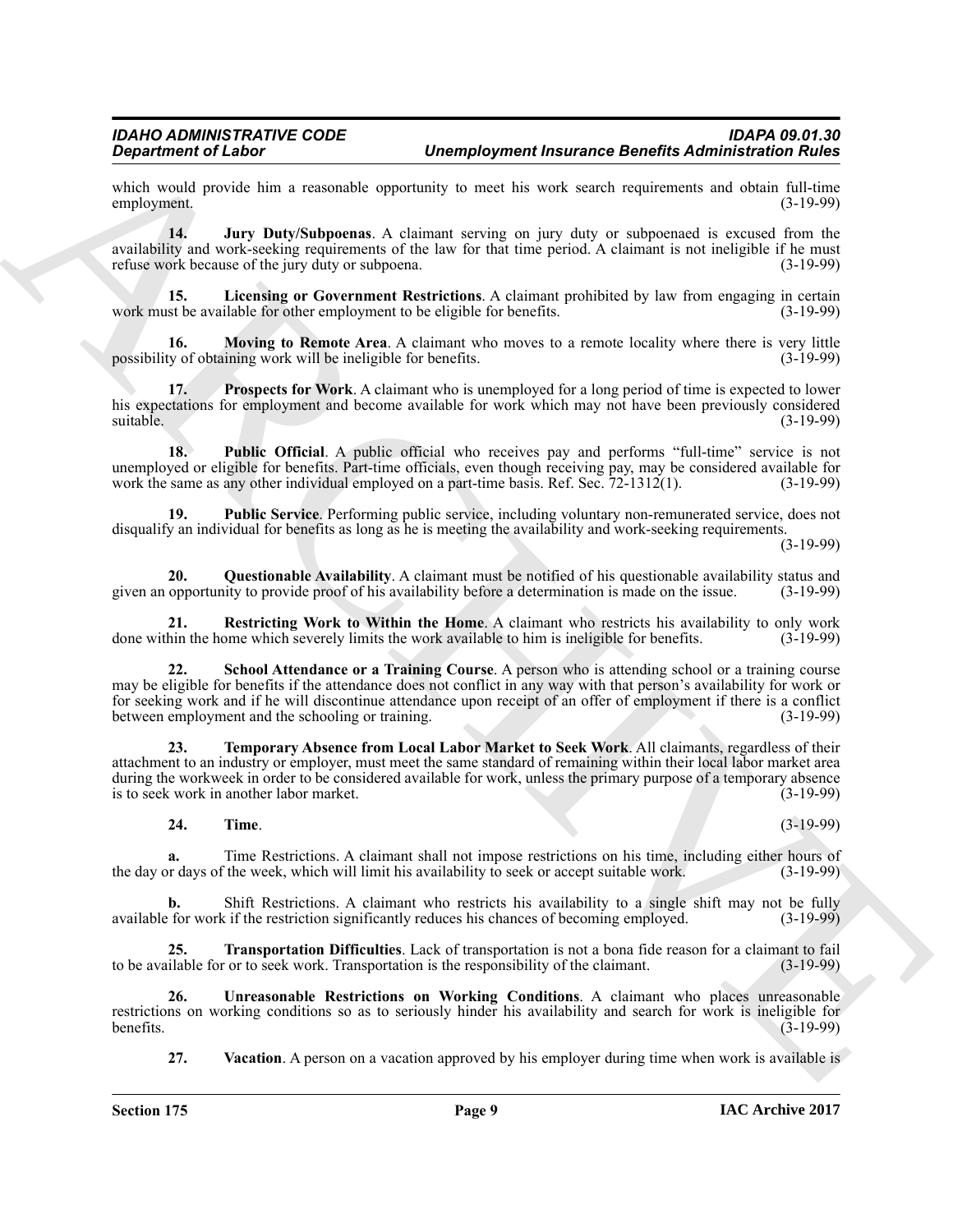which would provide him a reasonable opportunity to meet his work search requirements and obtain full-time employment. (3-19-99)

**14. Jury Duty/Subpoenas**. A claimant serving on jury duty or subpoenaed is excused from the availability and work-seeking requirements of the law for that time period. A claimant is not ineligible if he must refuse work because of the jury duty or subpoena. (3-19-99)

**15. Licensing or Government Restrictions**. A claimant prohibited by law from engaging in certain work must be available for other employment to be eligible for benefits. (3-19-99)

**16. Moving to Remote Area**. A claimant who moves to a remote locality where there is very little possibility of obtaining work will be ineligible for benefits. (3-19-99)

**17. Prospects for Work**. A claimant who is unemployed for a long period of time is expected to lower his expectations for employment and become available for work which may not have been previously considered suitable. (3-19-99)

**18. Public Official**. A public official who receives pay and performs "full-time" service is not unemployed or eligible for benefits. Part-time officials, even though receiving pay, may be considered available for work the same as any other individual employed on a part-time basis. Ref. Sec. 72-1312(1). (3-19-99)

**19. Public Service**. Performing public service, including voluntary non-remunerated service, does not disqualify an individual for benefits as long as he is meeting the availability and work-seeking requirements. (3-19-99)

**20. Questionable Availability**. A claimant must be notified of his questionable availability status and given an opportunity to provide proof of his availability before a determination is made on the issue. (3-19-99)

**21. Restricting Work to Within the Home**. A claimant who restricts his availability to only work done within the home which severely limits the work available to him is ineligible for benefits. (3-19-99)

**22. School Attendance or a Training Course**. A person who is attending school or a training course may be eligible for benefits if the attendance does not conflict in any way with that person's availability for work or for seeking work and if he will discontinue attendance upon receipt of an offer of employment if there is a conflict between employment and the schooling or training. (3-19-99)

**23. Temporary Absence from Local Labor Market to Seek Work**. All claimants, regardless of their attachment to an industry or employer, must meet the same standard of remaining within their local labor market area during the workweek in order to be considered available for work, unless the primary purpose of a temporary absence is to seek work in another labor market. (3-19-99)

**24. Time**. (3-19-99)

**a.** Time Restrictions. A claimant shall not impose restrictions on his time, including either hours of the day or days of the week, which will limit his availability to seek or accept suitable work. (3-19-99)

**b.** Shift Restrictions. A claimant who restricts his availability to a single shift may not be fully available for work if the restriction significantly reduces his chances of becoming employed. (3-19-99)

**25. Transportation Difficulties**. Lack of transportation is not a bona fide reason for a claimant to fail to be available for or to seek work. Transportation is the responsibility of the claimant. (3-19-99)

**26. Unreasonable Restrictions on Working Conditions**. A claimant who places unreasonable restrictions on working conditions so as to seriously hinder his availability and search for work is ineligible for benefits. (3-19-99)

**27. Vacation**. A person on a vacation approved by his employer during time when work is available is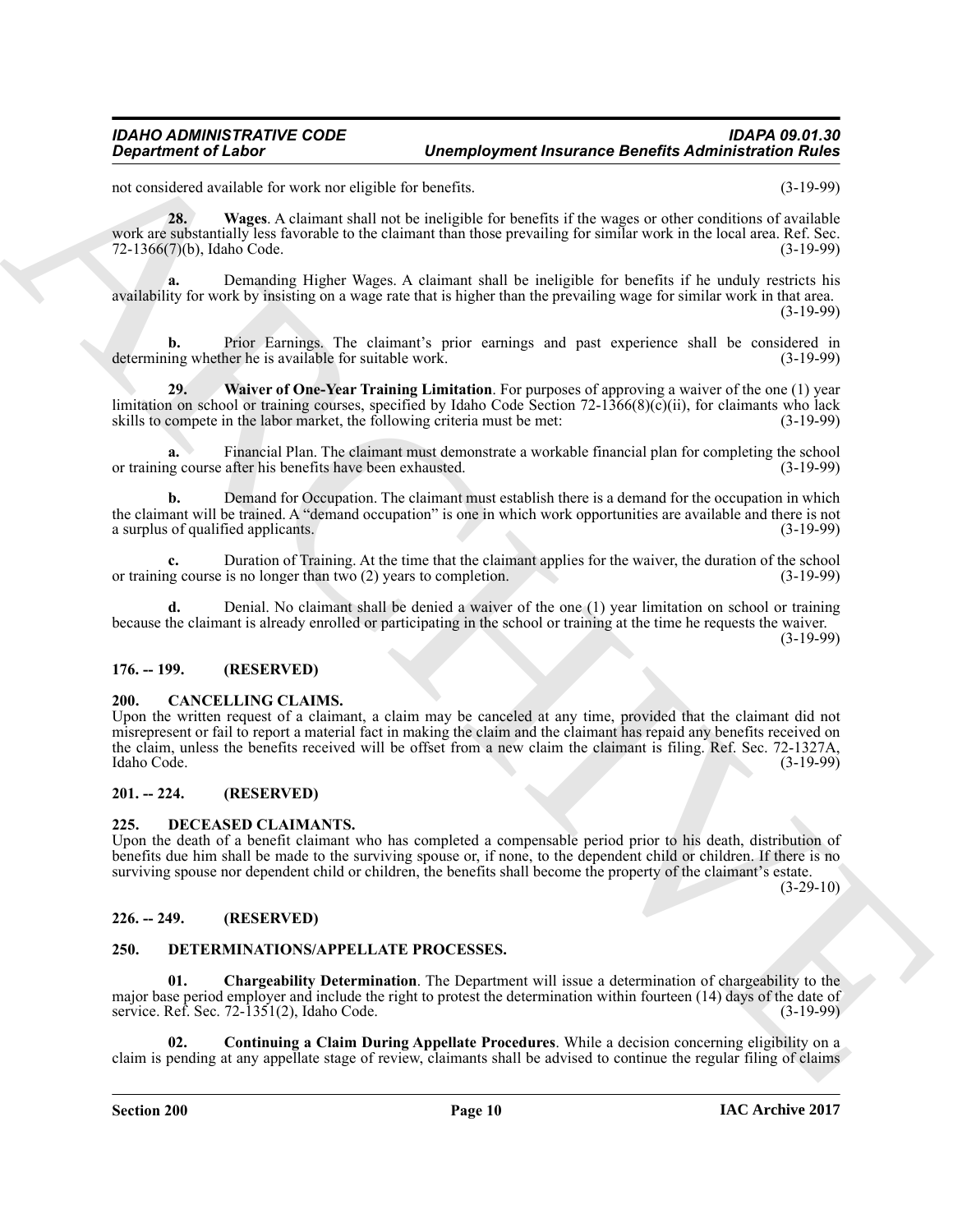not considered available for work nor eligible for benefits. (3-19-99)

**28. Wages**. A claimant shall not be ineligible for benefits if the wages or other conditions of available work are substantially less favorable to the claimant than those prevailing for similar work in the local area. Ref. Sec. 72-1366(7)(b), Idaho Code. (3-19-99)

**a.** Demanding Higher Wages. A claimant shall be ineligible for benefits if he unduly restricts his availability for work by insisting on a wage rate that is higher than the prevailing wage for similar work in that area. (3-19-99)

**b.** Prior Earnings. The claimant's prior earnings and past experience shall be considered in determining whether he is available for suitable work. (3-19-99)

**29. Waiver of One-Year Training Limitation**. For purposes of approving a waiver of the one (1) year limitation on school or training courses, specified by Idaho Code Section 72-1366(8)(c)(ii), for claimants who lack skills to compete in the labor market, the following criteria must be met: (3-19-99)

**a.** Financial Plan. The claimant must demonstrate a workable financial plan for completing the school or training course after his benefits have been exhausted. (3-19-99)

**b.** Demand for Occupation. The claimant must establish there is a demand for the occupation in which the claimant will be trained. A "demand occupation" is one in which work opportunities are available and there is not a surplus of qualified applicants. (3-19-99)

**c.** Duration of Training. At the time that the claimant applies for the waiver, the duration of the school or training course is no longer than two (2) years to completion. (3-19-99)

**d.** Denial. No claimant shall be denied a waiver of the one (1) year limitation on school or training because the claimant is already enrolled or participating in the school or training at the time he requests the waiver. (3-19-99)

## 176. -- 199. (RESERVED)

## 200. CANCELLING CLAIMS.

Upon the written request of a claimant, a claim may be canceled at any time, provided that the claimant did not misrepresent or fail to report a material fact in making the claim and the claimant has repaid any benefits received on the claim, unless the benefits received will be offset from a new claim the claimant is filing. Ref. Sec. 72-1327A, Idaho Code. (3-19-99)

## 201. -- 224. (RESERVED)

## 225. DECEASED CLAIMANTS.

Upon the death of a benefit claimant who has completed a compensable period prior to his death, distribution of benefits due him shall be made to the surviving spouse or, if none, to the dependent child or children. If there is no surviving spouse nor dependent child or children, the benefits shall become the property of the claimant's estate. (3-29-10)

## 226. -- 249. (RESERVED)

## 250. DETERMINATIONS/APPELLATE PROCESSES.

**01. Chargeability Determination**. The Department will issue a determination of chargeability to the major base period employer and include the right to protest the determination within fourteen (14) days of the date of service. Ref. Sec. 72-1351(2), Idaho Code. (3-19-99)

**02. Continuing a Claim During Appellate Procedures**. While a decision concerning eligibility on a claim is pending at any appellate stage of review, claimants shall be advised to continue the regular filing of claims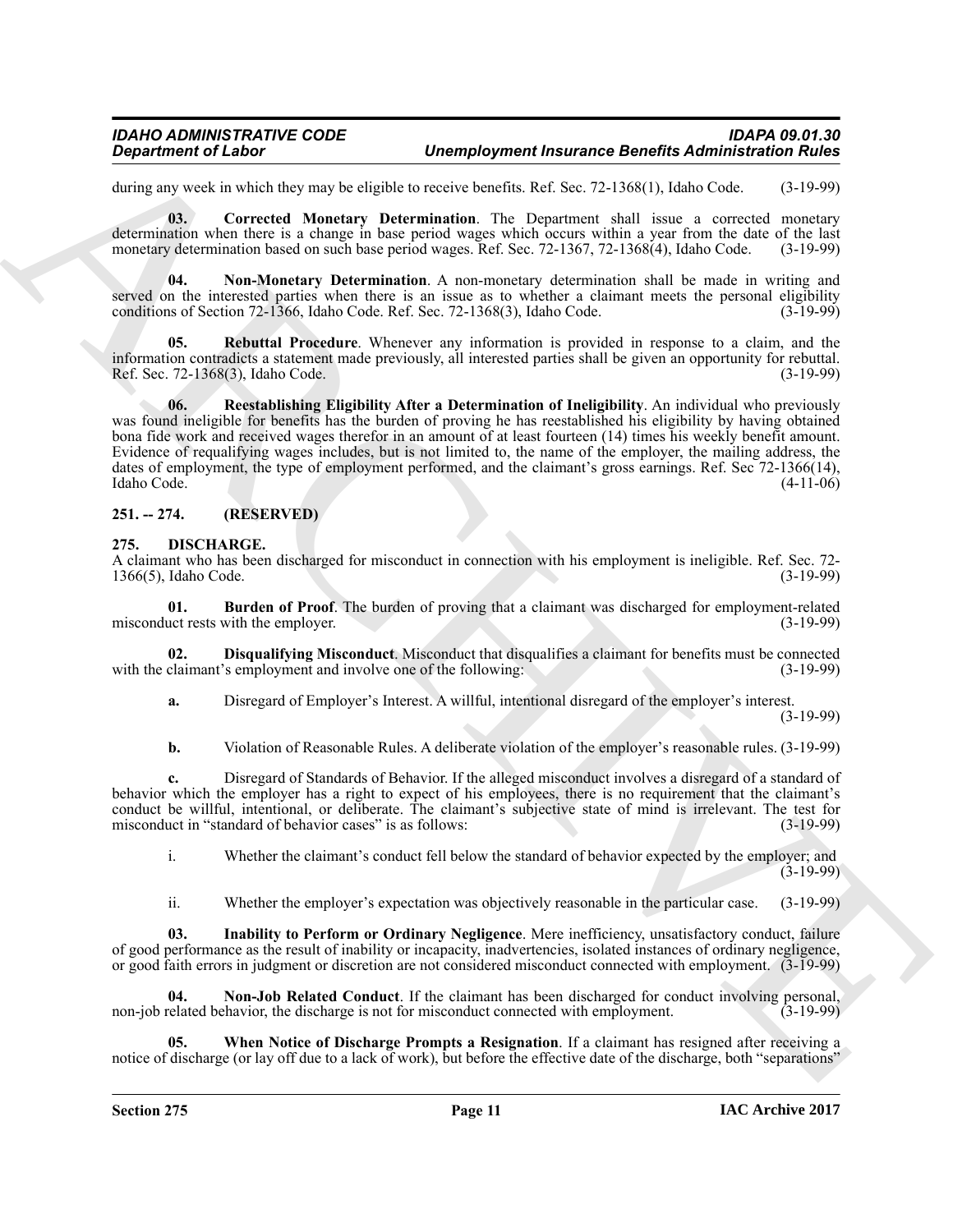during any week in which they may be eligible to receive benefits. Ref. Sec. 72-1368(1), Idaho Code. (3-19-99)

**03. Corrected Monetary Determination**. The Department shall issue a corrected monetary determination when there is a change in base period wages which occurs within a year from the date of the last monetary determination based on such base period wages. Ref. Sec. 72-1367, 72-1368(4), Idaho Code. (3-19-99)

**04. Non-Monetary Determination**. A non-monetary determination shall be made in writing and served on the interested parties when there is an issue as to whether a claimant meets the personal eligibility conditions of Section 72-1366, Idaho Code. Ref. Sec. 72-1368(3), Idaho Code. (3-19-99)

**05. Rebuttal Procedure**. Whenever any information is provided in response to a claim, and the information contradicts a statement made previously, all interested parties shall be given an opportunity for rebuttal. Ref. Sec. 72-1368(3), Idaho Code. (3-19-99)

**06. Reestablishing Eligibility After a Determination of Ineligibility**. An individual who previously was found ineligible for benefits has the burden of proving he has reestablished his eligibility by having obtained bona fide work and received wages therefor in an amount of at least fourteen (14) times his weekly benefit amount. Evidence of requalifying wages includes, but is not limited to, the name of the employer, the mailing address, the dates of employment, the type of employment performed, and the claimant's gross earnings. Ref. Sec 72-1366(14), Idaho Code. (4-11-06)

## 251. -- 274. (RESERVED)

## 275. DISCHARGE.

A claimant who has been discharged for misconduct in connection with his employment is ineligible. Ref. Sec. 72-1366(5), Idaho Code. (3-19-99)

**01. Burden of Proof**. The burden of proving that a claimant was discharged for employment-related misconduct rests with the employer. (3-19-99)

**02. Disqualifying Misconduct**. Misconduct that disqualifies a claimant for benefits must be connected with the claimant's employment and involve one of the following: (3-19-99)

**a.** Disregard of Employer's Interest. A willful, intentional disregard of the employer's interest. (3-19-99)

**b.** Violation of Reasonable Rules. A deliberate violation of the employer's reasonable rules. (3-19-99)

**c.** Disregard of Standards of Behavior. If the alleged misconduct involves a disregard of a standard of behavior which the employer has a right to expect of his employees, there is no requirement that the claimant's conduct be willful, intentional, or deliberate. The claimant's subjective state of mind is irrelevant. The test for misconduct in "standard of behavior cases" is as follows: (3-19-99)

i. Whether the claimant's conduct fell below the standard of behavior expected by the employer; and (3-19-99)

ii. Whether the employer's expectation was objectively reasonable in the particular case. (3-19-99)

**03. Inability to Perform or Ordinary Negligence**. Mere inefficiency, unsatisfactory conduct, failure of good performance as the result of inability or incapacity, inadvertencies, isolated instances of ordinary negligence, or good faith errors in judgment or discretion are not considered misconduct connected with employment. (3-19-99)

**04. Non-Job Related Conduct**. If the claimant has been discharged for conduct involving personal, non-job related behavior, the discharge is not for misconduct connected with employment. (3-19-99)

**05. When Notice of Discharge Prompts a Resignation**. If a claimant has resigned after receiving a notice of discharge (or lay off due to a lack of work), but before the effective date of the discharge, both "separations"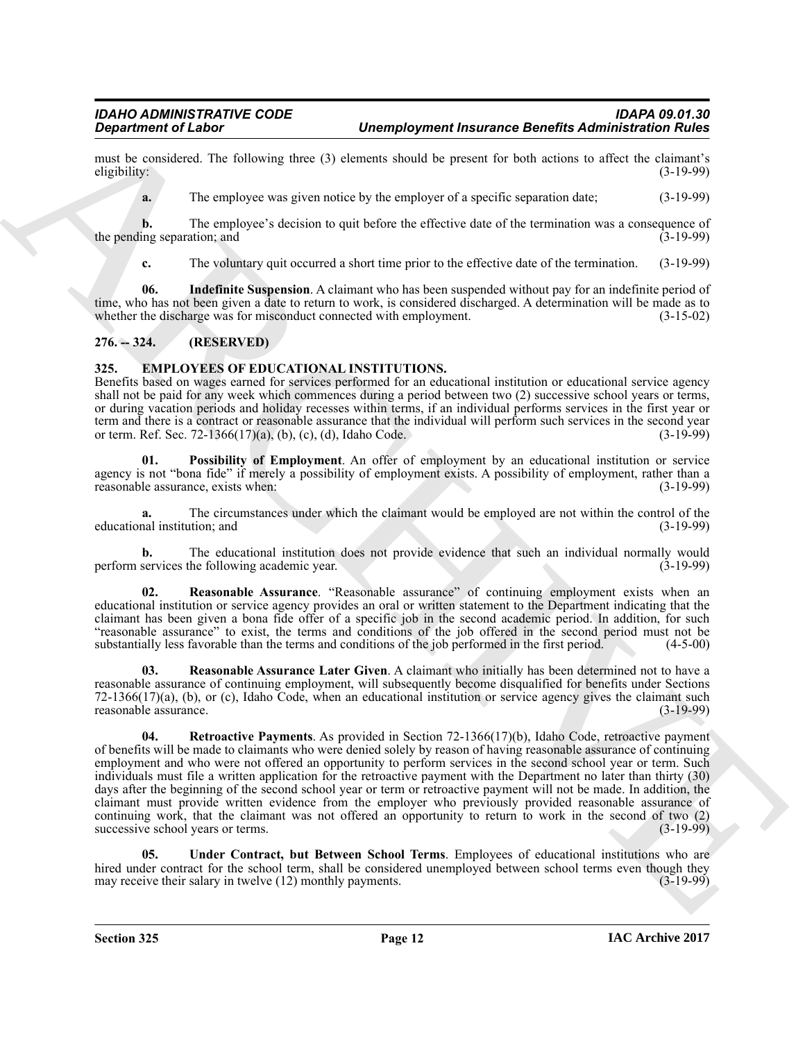must be considered. The following three (3) elements should be present for both actions to affect the claimant's eligibility: (3-19-99)

**a.** The employee was given notice by the employer of a specific separation date; (3-19-99)

**b.** The employee's decision to quit before the effective date of the termination was a consequence of the pending separation; and (3-19-99)

**c.** The voluntary quit occurred a short time prior to the effective date of the termination. (3-19-99)

**06. Indefinite Suspension**. A claimant who has been suspended without pay for an indefinite period of time, who has not been given a date to return to work, is considered discharged. A determination will be made as to whether the discharge was for misconduct connected with employment. (3-15-02)

## 276. -- 324. (RESERVED)

## 325. EMPLOYEES OF EDUCATIONAL INSTITUTIONS.

Benefits based on wages earned for services performed for an educational institution or educational service agency shall not be paid for any week which commences during a period between two (2) successive school years or terms, or during vacation periods and holiday recesses within terms, if an individual performs services in the first year or term and there is a contract or reasonable assurance that the individual will perform such services in the second year or term. Ref. Sec. 72-1366(17)(a), (b), (c), (d), Idaho Code. (3-19-99)

**01. Possibility of Employment**. An offer of employment by an educational institution or service agency is not "bona fide" if merely a possibility of employment exists. A possibility of employment, rather than a reasonable assurance, exists when: (3-19-99)

**a.** The circumstances under which the claimant would be employed are not within the control of the educational institution; and (3-19-99)

**b.** The educational institution does not provide evidence that such an individual normally would perform services the following academic year. (3-19-99)

**02. Reasonable Assurance**. "Reasonable assurance" of continuing employment exists when an educational institution or service agency provides an oral or written statement to the Department indicating that the claimant has been given a bona fide offer of a specific job in the second academic period. In addition, for such "reasonable assurance" to exist, the terms and conditions of the job offered in the second period must not be substantially less favorable than the terms and conditions of the job performed in the first period. (4-5-00)

**03. Reasonable Assurance Later Given**. A claimant who initially has been determined not to have a reasonable assurance of continuing employment, will subsequently become disqualified for benefits under Sections 72-1366(17)(a), (b), or (c), Idaho Code, when an educational institution or service agency gives the claimant such reasonable assurance. (3-19-99)

**04. Retroactive Payments**. As provided in Section 72-1366(17)(b), Idaho Code, retroactive payment of benefits will be made to claimants who were denied solely by reason of having reasonable assurance of continuing employment and who were not offered an opportunity to perform services in the second school year or term. Such individuals must file a written application for the retroactive payment with the Department no later than thirty (30) days after the beginning of the second school year or term or retroactive payment will not be made. In addition, the claimant must provide written evidence from the employer who previously provided reasonable assurance of continuing work, that the claimant was not offered an opportunity to return to work in the second of two (2) successive school years or terms. (3-19-99)

**05. Under Contract, but Between School Terms**. Employees of educational institutions who are hired under contract for the school term, shall be considered unemployed between school terms even though they may receive their salary in twelve (12) monthly payments. (3-19-99)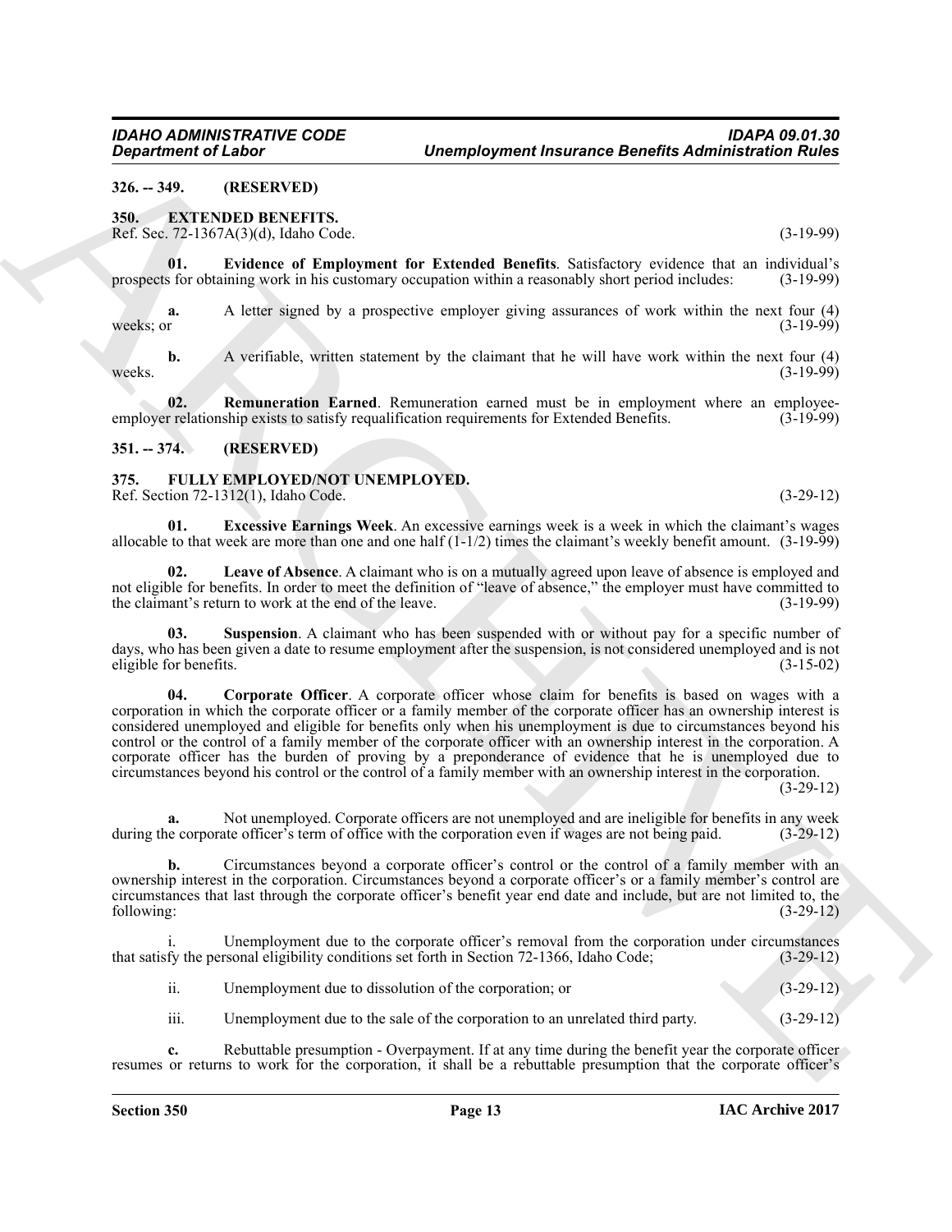**326. -- 349. (RESERVED)**

**350. EXTENDED BENEFITS.**

Ref. Sec. 72-1367A(3)(d), Idaho Code. (3-19-99)

**01. Evidence of Employment for Extended Benefits**. Satisfactory evidence that an individual's prospects for obtaining work in his customary occupation within a reasonably short period includes: (3-19-99)

**a.** A letter signed by a prospective employer giving assurances of work within the next four (4) weeks; or (3-19-99)

**b.** A verifiable, written statement by the claimant that he will have work within the next four (4) weeks. (3-19-99)

**02. Remuneration Earned**. Remuneration earned must be in employment where an employee-employer relationship exists to satisfy requalification requirements for Extended Benefits. (3-19-99)

**351. -- 374. (RESERVED)**

**375. FULLY EMPLOYED/NOT UNEMPLOYED.**

Ref. Section 72-1312(1), Idaho Code. (3-29-12)

**01. Excessive Earnings Week**. An excessive earnings week is a week in which the claimant's wages allocable to that week are more than one and one half (1-1/2) times the claimant's weekly benefit amount. (3-19-99)

**02. Leave of Absence**. A claimant who is on a mutually agreed upon leave of absence is employed and not eligible for benefits. In order to meet the definition of "leave of absence," the employer must have committed to the claimant's return to work at the end of the leave. (3-19-99)

**03. Suspension**. A claimant who has been suspended with or without pay for a specific number of days, who has been given a date to resume employment after the suspension, is not considered unemployed and is not eligible for benefits. (3-15-02)

**04. Corporate Officer**. A corporate officer whose claim for benefits is based on wages with a corporation in which the corporate officer or a family member of the corporate officer has an ownership interest is considered unemployed and eligible for benefits only when his unemployment is due to circumstances beyond his control or the control of a family member of the corporate officer with an ownership interest in the corporation. A corporate officer has the burden of proving by a preponderance of evidence that he is unemployed due to circumstances beyond his control or the control of a family member with an ownership interest in the corporation. (3-29-12)

**a.** Not unemployed. Corporate officers are not unemployed and are ineligible for benefits in any week during the corporate officer's term of office with the corporation even if wages are not being paid. (3-29-12)

**b.** Circumstances beyond a corporate officer's control or the control of a family member with an ownership interest in the corporation. Circumstances beyond a corporate officer's or a family member's control are circumstances that last through the corporate officer's benefit year end date and include, but are not limited to, the following: (3-29-12)

i. Unemployment due to the corporate officer's removal from the corporation under circumstances that satisfy the personal eligibility conditions set forth in Section 72-1366, Idaho Code; (3-29-12)

ii. Unemployment due to dissolution of the corporation; or (3-29-12)

iii. Unemployment due to the sale of the corporation to an unrelated third party. (3-29-12)

**c.** Rebuttable presumption - Overpayment. If at any time during the benefit year the corporate officer resumes or returns to work for the corporation, it shall be a rebuttable presumption that the corporate officer's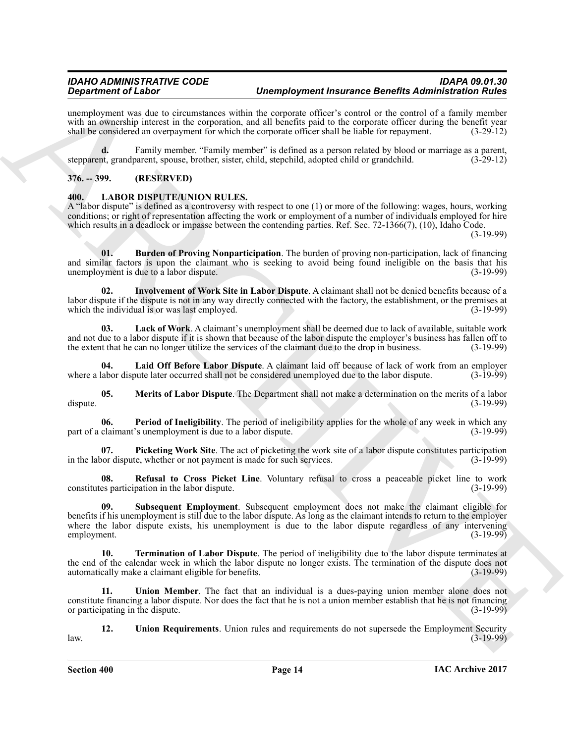unemployment was due to circumstances within the corporate officer's control or the control of a family member with an ownership interest in the corporation, and all benefits paid to the corporate officer during the benefit year shall be considered an overpayment for which the corporate officer shall be liable for repayment. (3-29-12)

**d.** Family member. "Family member" is defined as a person related by blood or marriage as a parent, stepparent, grandparent, spouse, brother, sister, child, stepchild, adopted child or grandchild. (3-29-12)

## 376. -- 399. (RESERVED)

## 400. LABOR DISPUTE/UNION RULES.

A "labor dispute" is defined as a controversy with respect to one (1) or more of the following: wages, hours, working conditions; or right of representation affecting the work or employment of a number of individuals employed for hire which results in a deadlock or impasse between the contending parties. Ref. Sec. 72-1366(7), (10), Idaho Code. (3-19-99)

**01. Burden of Proving Nonparticipation**. The burden of proving non-participation, lack of financing and similar factors is upon the claimant who is seeking to avoid being found ineligible on the basis that his unemployment is due to a labor dispute. (3-19-99)

**02. Involvement of Work Site in Labor Dispute**. A claimant shall not be denied benefits because of a labor dispute if the dispute is not in any way directly connected with the factory, the establishment, or the premises at which the individual is or was last employed. (3-19-99)

**03. Lack of Work**. A claimant's unemployment shall be deemed due to lack of available, suitable work and not due to a labor dispute if it is shown that because of the labor dispute the employer's business has fallen off to the extent that he can no longer utilize the services of the claimant due to the drop in business. (3-19-99)

**04. Laid Off Before Labor Dispute**. A claimant laid off because of lack of work from an employer where a labor dispute later occurred shall not be considered unemployed due to the labor dispute. (3-19-99)

**05. Merits of Labor Dispute**. The Department shall not make a determination on the merits of a labor dispute. (3-19-99)

**06. Period of Ineligibility**. The period of ineligibility applies for the whole of any week in which any part of a claimant's unemployment is due to a labor dispute. (3-19-99)

**07. Picketing Work Site**. The act of picketing the work site of a labor dispute constitutes participation in the labor dispute, whether or not payment is made for such services. (3-19-99)

**08. Refusal to Cross Picket Line**. Voluntary refusal to cross a peaceable picket line to work constitutes participation in the labor dispute. (3-19-99)

**09. Subsequent Employment**. Subsequent employment does not make the claimant eligible for benefits if his unemployment is still due to the labor dispute. As long as the claimant intends to return to the employer where the labor dispute exists, his unemployment is due to the labor dispute regardless of any intervening employment. (3-19-99)

**10. Termination of Labor Dispute**. The period of ineligibility due to the labor dispute terminates at the end of the calendar week in which the labor dispute no longer exists. The termination of the dispute does not automatically make a claimant eligible for benefits. (3-19-99)

**11. Union Member**. The fact that an individual is a dues-paying union member alone does not constitute financing a labor dispute. Nor does the fact that he is not a union member establish that he is not financing or participating in the dispute. (3-19-99)

**12. Union Requirements**. Union rules and requirements do not supersede the Employment Security law. (3-19-99)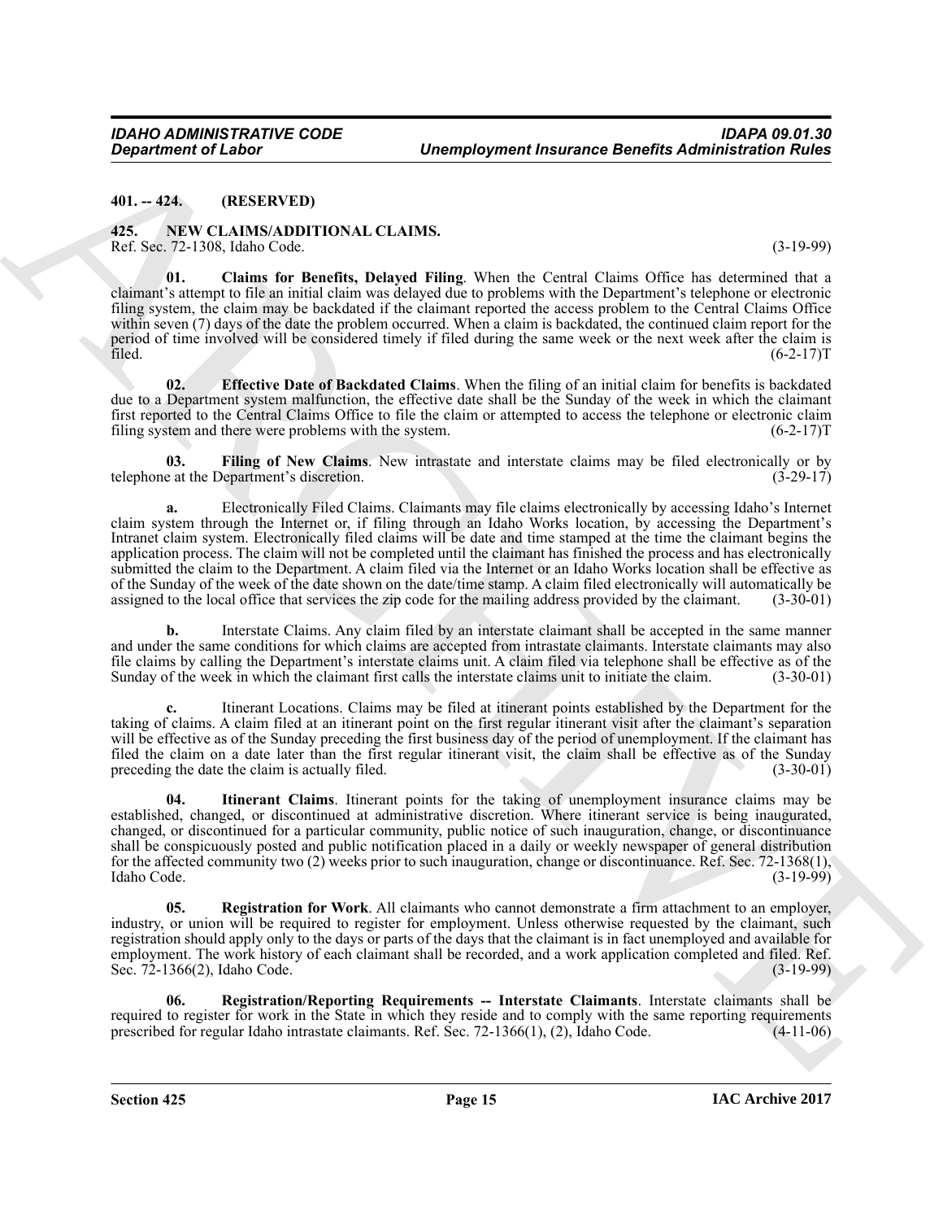**401. -- 424. (RESERVED)**

**425. NEW CLAIMS/ADDITIONAL CLAIMS.**

Ref. Sec. 72-1308, Idaho Code. (3-19-99)

**01. Claims for Benefits, Delayed Filing**. When the Central Claims Office has determined that a claimant's attempt to file an initial claim was delayed due to problems with the Department's telephone or electronic filing system, the claim may be backdated if the claimant reported the access problem to the Central Claims Office within seven (7) days of the date the problem occurred. When a claim is backdated, the continued claim report for the period of time involved will be considered timely if filed during the same week or the next week after the claim is filed. (6-2-17)T

**02. Effective Date of Backdated Claims**. When the filing of an initial claim for benefits is backdated due to a Department system malfunction, the effective date shall be the Sunday of the week in which the claimant first reported to the Central Claims Office to file the claim or attempted to access the telephone or electronic claim filing system and there were problems with the system. (6-2-17)T

**03. Filing of New Claims**. New intrastate and interstate claims may be filed electronically or by telephone at the Department's discretion. (3-29-17)

**a.** Electronically Filed Claims. Claimants may file claims electronically by accessing Idaho's Internet claim system through the Internet or, if filing through an Idaho Works location, by accessing the Department's Intranet claim system. Electronically filed claims will be date and time stamped at the time the claimant begins the application process. The claim will not be completed until the claimant has finished the process and has electronically submitted the claim to the Department. A claim filed via the Internet or an Idaho Works location shall be effective as of the Sunday of the week of the date shown on the date/time stamp. A claim filed electronically will automatically be assigned to the local office that services the zip code for the mailing address provided by the claimant. (3-30-01)

**b.** Interstate Claims. Any claim filed by an interstate claimant shall be accepted in the same manner and under the same conditions for which claims are accepted from intrastate claimants. Interstate claimants may also file claims by calling the Department's interstate claims unit. A claim filed via telephone shall be effective as of the Sunday of the week in which the claimant first calls the interstate claims unit to initiate the claim. (3-30-01)

**c.** Itinerant Locations. Claims may be filed at itinerant points established by the Department for the taking of claims. A claim filed at an itinerant point on the first regular itinerant visit after the claimant's separation will be effective as of the Sunday preceding the first business day of the period of unemployment. If the claimant has filed the claim on a date later than the first regular itinerant visit, the claim shall be effective as of the Sunday preceding the date the claim is actually filed. (3-30-01)

**04. Itinerant Claims**. Itinerant points for the taking of unemployment insurance claims may be established, changed, or discontinued at administrative discretion. Where itinerant service is being inaugurated, changed, or discontinued for a particular community, public notice of such inauguration, change, or discontinuance shall be conspicuously posted and public notification placed in a daily or weekly newspaper of general distribution for the affected community two (2) weeks prior to such inauguration, change or discontinuance. Ref. Sec. 72-1368(1), Idaho Code. (3-19-99)

**05. Registration for Work**. All claimants who cannot demonstrate a firm attachment to an employer, industry, or union will be required to register for employment. Unless otherwise requested by the claimant, such registration should apply only to the days or parts of the days that the claimant is in fact unemployed and available for employment. The work history of each claimant shall be recorded, and a work application completed and filed. Ref. Sec. 72-1366(2), Idaho Code. (3-19-99)

**06. Registration/Reporting Requirements -- Interstate Claimants**. Interstate claimants shall be required to register for work in the State in which they reside and to comply with the same reporting requirements prescribed for regular Idaho intrastate claimants. Ref. Sec. 72-1366(1), (2), Idaho Code. (4-11-06)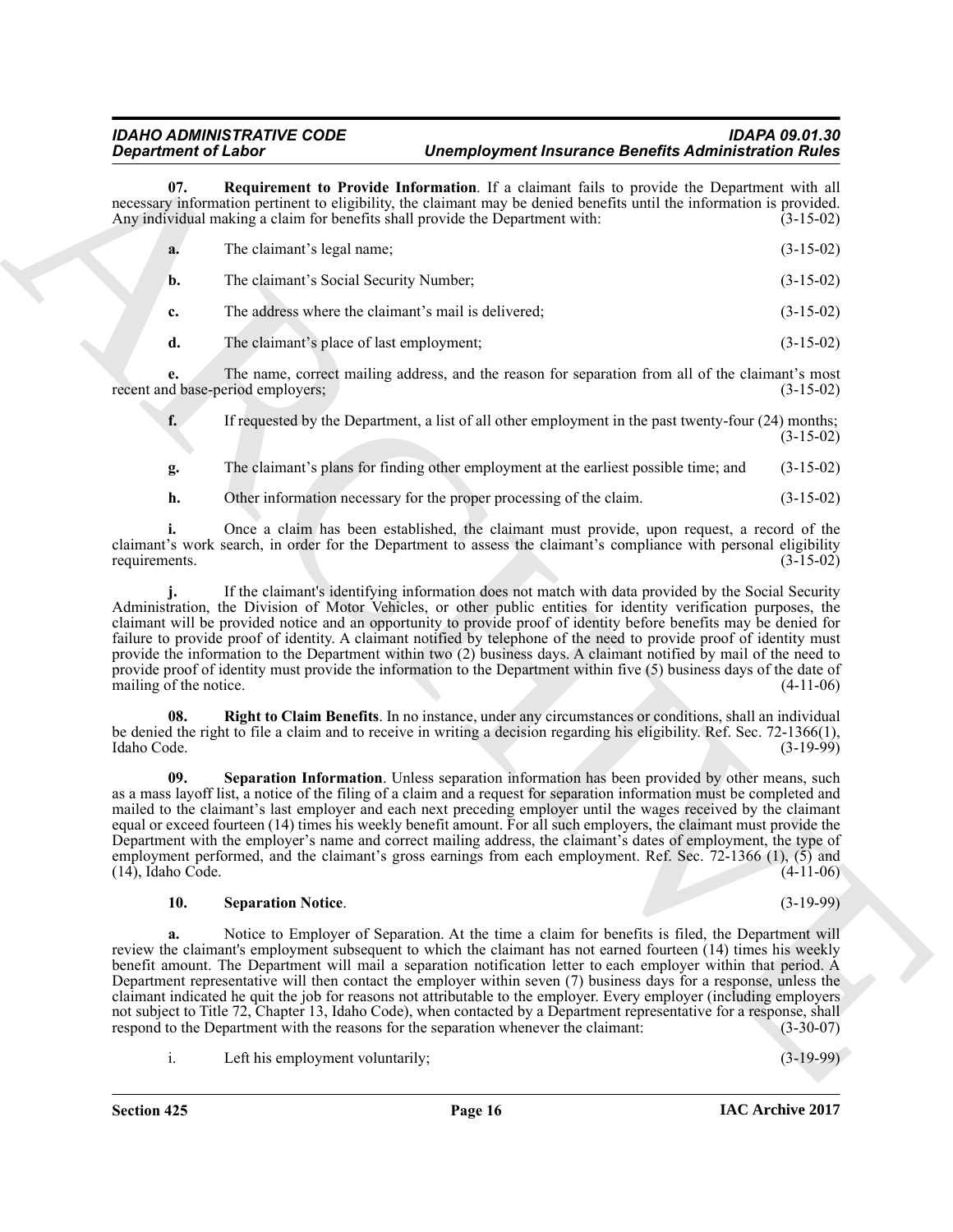**07. Requirement to Provide Information**. If a claimant fails to provide the Department with all necessary information pertinent to eligibility, the claimant may be denied benefits until the information is provided. Any individual making a claim for benefits shall provide the Department with: (3-15-02)

**a.** The claimant's legal name; (3-15-02)

**b.** The claimant's Social Security Number; (3-15-02)

**c.** The address where the claimant's mail is delivered; (3-15-02)

**d.** The claimant's place of last employment; (3-15-02)

**e.** The name, correct mailing address, and the reason for separation from all of the claimant's most recent and base-period employers; (3-15-02)

**f.** If requested by the Department, a list of all other employment in the past twenty-four (24) months; (3-15-02)

**g.** The claimant's plans for finding other employment at the earliest possible time; and (3-15-02)

**h.** Other information necessary for the proper processing of the claim. (3-15-02)

**i.** Once a claim has been established, the claimant must provide, upon request, a record of the claimant's work search, in order for the Department to assess the claimant's compliance with personal eligibility requirements. (3-15-02)

**j.** If the claimant's identifying information does not match with data provided by the Social Security Administration, the Division of Motor Vehicles, or other public entities for identity verification purposes, the claimant will be provided notice and an opportunity to provide proof of identity before benefits may be denied for failure to provide proof of identity. A claimant notified by telephone of the need to provide proof of identity must provide the information to the Department within two (2) business days. A claimant notified by mail of the need to provide proof of identity must provide the information to the Department within five (5) business days of the date of mailing of the notice. (4-11-06)

**08. Right to Claim Benefits**. In no instance, under any circumstances or conditions, shall an individual be denied the right to file a claim and to receive in writing a decision regarding his eligibility. Ref. Sec. 72-1366(1), Idaho Code. (3-19-99)

**09. Separation Information**. Unless separation information has been provided by other means, such as a mass layoff list, a notice of the filing of a claim and a request for separation information must be completed and mailed to the claimant's last employer and each next preceding employer until the wages received by the claimant equal or exceed fourteen (14) times his weekly benefit amount. For all such employers, the claimant must provide the Department with the employer's name and correct mailing address, the claimant's dates of employment, the type of employment performed, and the claimant's gross earnings from each employment. Ref. Sec. 72-1366 (1), (5) and (14), Idaho Code. (4-11-06)

**10. Separation Notice**. (3-19-99)

**a.** Notice to Employer of Separation. At the time a claim for benefits is filed, the Department will review the claimant's employment subsequent to which the claimant has not earned fourteen (14) times his weekly benefit amount. The Department will mail a separation notification letter to each employer within that period. A Department representative will then contact the employer within seven (7) business days for a response, unless the claimant indicated he quit the job for reasons not attributable to the employer. Every employer (including employers not subject to Title 72, Chapter 13, Idaho Code), when contacted by a Department representative for a response, shall respond to the Department with the reasons for the separation whenever the claimant: (3-30-07)

i. Left his employment voluntarily; (3-19-99)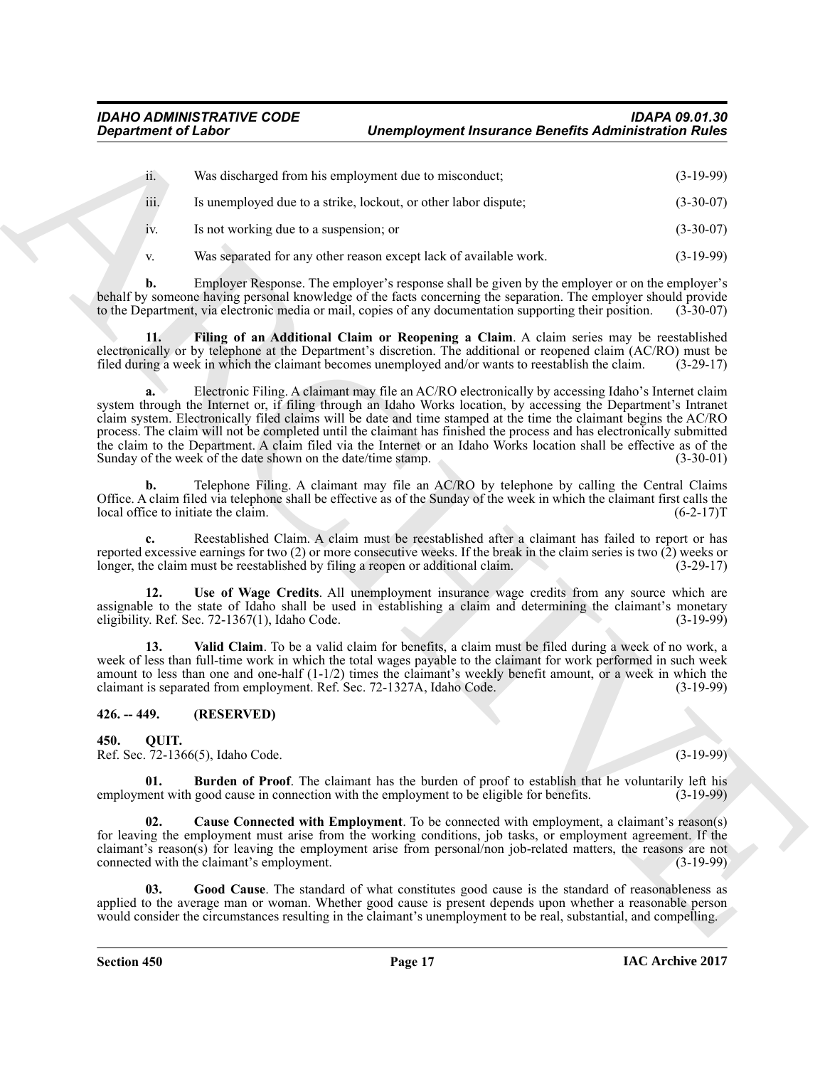ii. Was discharged from his employment due to misconduct; (3-19-99)

iii. Is unemployed due to a strike, lockout, or other labor dispute; (3-30-07)

iv. Is not working due to a suspension; or (3-30-07)

v. Was separated for any other reason except lack of available work. (3-19-99)

**b.** Employer Response. The employer's response shall be given by the employer or on the employer's behalf by someone having personal knowledge of the facts concerning the separation. The employer should provide to the Department, via electronic media or mail, copies of any documentation supporting their position. (3-30-07)

**11. Filing of an Additional Claim or Reopening a Claim**. A claim series may be reestablished electronically or by telephone at the Department's discretion. The additional or reopened claim (AC/RO) must be filed during a week in which the claimant becomes unemployed and/or wants to reestablish the claim. (3-29-17)

**a.** Electronic Filing. A claimant may file an AC/RO electronically by accessing Idaho's Internet claim system through the Internet or, if filing through an Idaho Works location, by accessing the Department's Intranet claim system. Electronically filed claims will be date and time stamped at the time the claimant begins the AC/RO process. The claim will not be completed until the claimant has finished the process and has electronically submitted the claim to the Department. A claim filed via the Internet or an Idaho Works location shall be effective as of the Sunday of the week of the date shown on the date/time stamp. (3-30-01)

**b.** Telephone Filing. A claimant may file an AC/RO by telephone by calling the Central Claims Office. A claim filed via telephone shall be effective as of the Sunday of the week in which the claimant first calls the local office to initiate the claim. (6-2-17)T

**c.** Reestablished Claim. A claim must be reestablished after a claimant has failed to report or has reported excessive earnings for two (2) or more consecutive weeks. If the break in the claim series is two (2) weeks or longer, the claim must be reestablished by filing a reopen or additional claim. (3-29-17)

**12. Use of Wage Credits**. All unemployment insurance wage credits from any source which are assignable to the state of Idaho shall be used in establishing a claim and determining the claimant's monetary eligibility. Ref. Sec. 72-1367(1), Idaho Code. (3-19-99)

**13. Valid Claim**. To be a valid claim for benefits, a claim must be filed during a week of no work, a week of less than full-time work in which the total wages payable to the claimant for work performed in such week amount to less than one and one-half (1-1/2) times the claimant's weekly benefit amount, or a week in which the claimant is separated from employment. Ref. Sec. 72-1327A, Idaho Code. (3-19-99)

## 426. -- 449. (RESERVED)

## 450. QUIT.

Ref. Sec. 72-1366(5), Idaho Code. (3-19-99)

**01. Burden of Proof**. The claimant has the burden of proof to establish that he voluntarily left his employment with good cause in connection with the employment to be eligible for benefits. (3-19-99)

**02. Cause Connected with Employment**. To be connected with employment, a claimant's reason(s) for leaving the employment must arise from the working conditions, job tasks, or employment agreement. If the claimant's reason(s) for leaving the employment arise from personal/non job-related matters, the reasons are not connected with the claimant's employment. (3-19-99)

**03. Good Cause**. The standard of what constitutes good cause is the standard of reasonableness as applied to the average man or woman. Whether good cause is present depends upon whether a reasonable person would consider the circumstances resulting in the claimant's unemployment to be real, substantial, and compelling.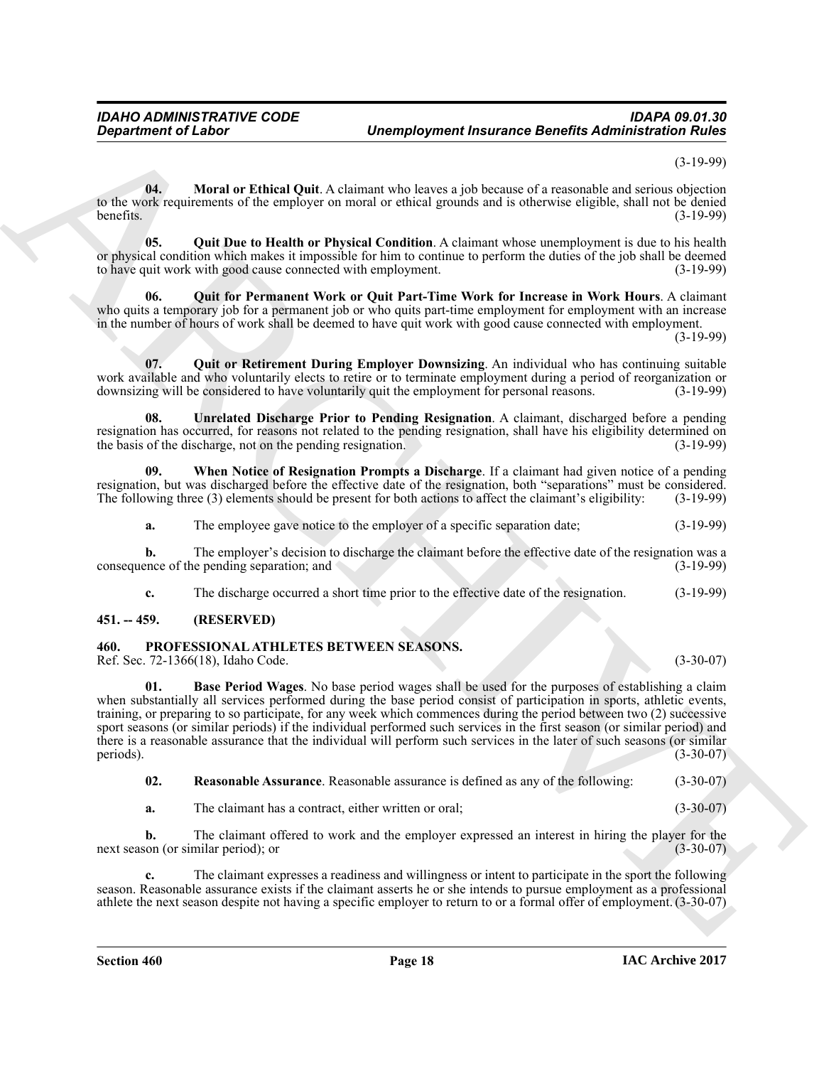(3-19-99)

**04. Moral or Ethical Quit**. A claimant who leaves a job because of a reasonable and serious objection to the work requirements of the employer on moral or ethical grounds and is otherwise eligible, shall not be denied benefits. (3-19-99)

**05. Quit Due to Health or Physical Condition**. A claimant whose unemployment is due to his health or physical condition which makes it impossible for him to continue to perform the duties of the job shall be deemed to have quit work with good cause connected with employment. (3-19-99)

**06. Quit for Permanent Work or Quit Part-Time Work for Increase in Work Hours**. A claimant who quits a temporary job for a permanent job or who quits part-time employment for employment with an increase in the number of hours of work shall be deemed to have quit work with good cause connected with employment. (3-19-99)

**07. Quit or Retirement During Employer Downsizing**. An individual who has continuing suitable work available and who voluntarily elects to retire or to terminate employment during a period of reorganization or downsizing will be considered to have voluntarily quit the employment for personal reasons. (3-19-99)

**08. Unrelated Discharge Prior to Pending Resignation**. A claimant, discharged before a pending resignation has occurred, for reasons not related to the pending resignation, shall have his eligibility determined on the basis of the discharge, not on the pending resignation. (3-19-99)

**09. When Notice of Resignation Prompts a Discharge**. If a claimant had given notice of a pending resignation, but was discharged before the effective date of the resignation, both "separations" must be considered. The following three (3) elements should be present for both actions to affect the claimant's eligibility: (3-19-99)

**a.** The employee gave notice to the employer of a specific separation date; (3-19-99)

**b.** The employer's decision to discharge the claimant before the effective date of the resignation was a consequence of the pending separation; and (3-19-99)

**c.** The discharge occurred a short time prior to the effective date of the resignation. (3-19-99)

## 451. -- 459. (RESERVED)

## 460. PROFESSIONAL ATHLETES BETWEEN SEASONS.

Ref. Sec. 72-1366(18), Idaho Code. (3-30-07)

**01. Base Period Wages**. No base period wages shall be used for the purposes of establishing a claim when substantially all services performed during the base period consist of participation in sports, athletic events, training, or preparing to so participate, for any week which commences during the period between two (2) successive sport seasons (or similar periods) if the individual performed such services in the first season (or similar period) and there is a reasonable assurance that the individual will perform such services in the later of such seasons (or similar periods). (3-30-07)

**02. Reasonable Assurance**. Reasonable assurance is defined as any of the following: (3-30-07)

**a.** The claimant has a contract, either written or oral; (3-30-07)

**b.** The claimant offered to work and the employer expressed an interest in hiring the player for the next season (or similar period); or (3-30-07)

**c.** The claimant expresses a readiness and willingness or intent to participate in the sport the following season. Reasonable assurance exists if the claimant asserts he or she intends to pursue employment as a professional athlete the next season despite not having a specific employer to return to or a formal offer of employment. (3-30-07)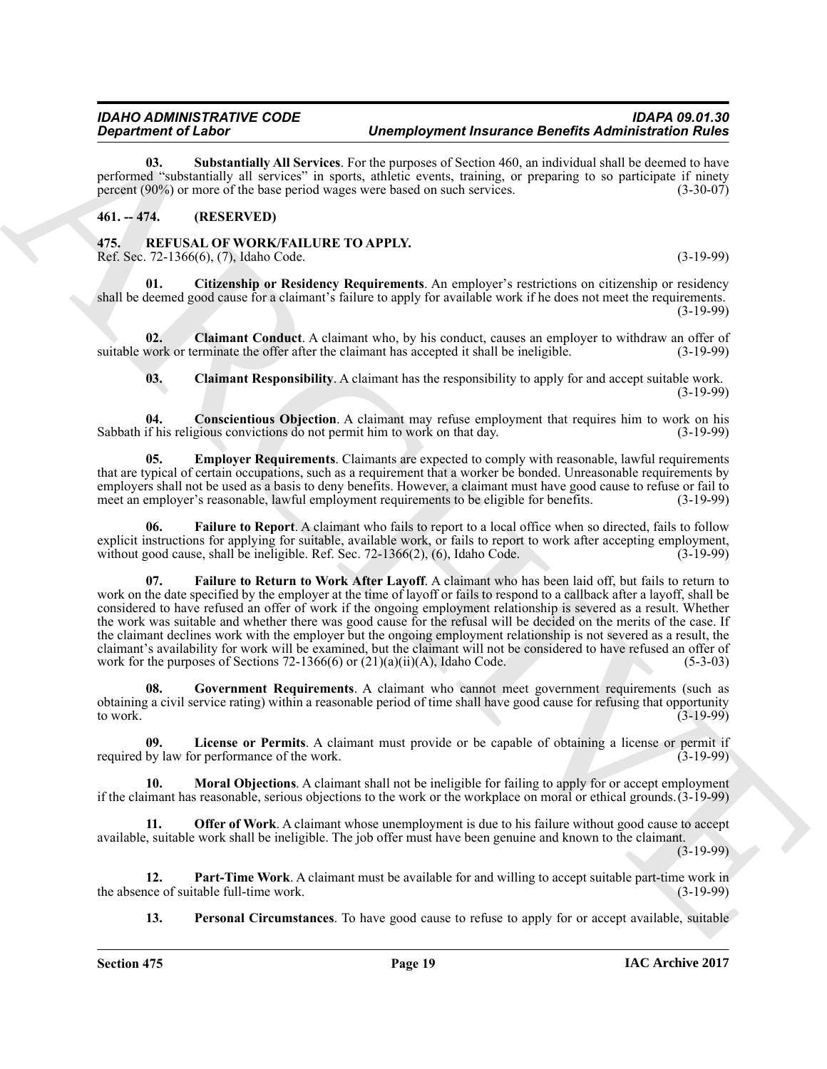**03. Substantially All Services**. For the purposes of Section 460, an individual shall be deemed to have performed "substantially all services" in sports, athletic events, training, or preparing to so participate if ninety percent (90%) or more of the base period wages were based on such services. (3-30-07)

## 461. -- 474. (RESERVED)

## 475. REFUSAL OF WORK/FAILURE TO APPLY.

Ref. Sec. 72-1366(6), (7), Idaho Code. (3-19-99)

**01. Citizenship or Residency Requirements**. An employer's restrictions on citizenship or residency shall be deemed good cause for a claimant's failure to apply for available work if he does not meet the requirements. (3-19-99)

**02. Claimant Conduct**. A claimant who, by his conduct, causes an employer to withdraw an offer of suitable work or terminate the offer after the claimant has accepted it shall be ineligible. (3-19-99)

**03. Claimant Responsibility**. A claimant has the responsibility to apply for and accept suitable work. (3-19-99)

**04. Conscientious Objection**. A claimant may refuse employment that requires him to work on his Sabbath if his religious convictions do not permit him to work on that day. (3-19-99)

**05. Employer Requirements**. Claimants are expected to comply with reasonable, lawful requirements that are typical of certain occupations, such as a requirement that a worker be bonded. Unreasonable requirements by employers shall not be used as a basis to deny benefits. However, a claimant must have good cause to refuse or fail to meet an employer's reasonable, lawful employment requirements to be eligible for benefits. (3-19-99)

**06. Failure to Report**. A claimant who fails to report to a local office when so directed, fails to follow explicit instructions for applying for suitable, available work, or fails to report to work after accepting employment, without good cause, shall be ineligible. Ref. Sec. 72-1366(2), (6), Idaho Code. (3-19-99)

**07. Failure to Return to Work After Layoff**. A claimant who has been laid off, but fails to return to work on the date specified by the employer at the time of layoff or fails to respond to a callback after a layoff, shall be considered to have refused an offer of work if the ongoing employment relationship is severed as a result. Whether the work was suitable and whether there was good cause for the refusal will be decided on the merits of the case. If the claimant declines work with the employer but the ongoing employment relationship is not severed as a result, the claimant's availability for work will be examined, but the claimant will not be considered to have refused an offer of work for the purposes of Sections 72-1366(6) or (21)(a)(ii)(A), Idaho Code. (5-3-03)

**08. Government Requirements**. A claimant who cannot meet government requirements (such as obtaining a civil service rating) within a reasonable period of time shall have good cause for refusing that opportunity to work. (3-19-99)

**09. License or Permits**. A claimant must provide or be capable of obtaining a license or permit if required by law for performance of the work. (3-19-99)

**10. Moral Objections**. A claimant shall not be ineligible for failing to apply for or accept employment if the claimant has reasonable, serious objections to the work or the workplace on moral or ethical grounds. (3-19-99)

**11. Offer of Work**. A claimant whose unemployment is due to his failure without good cause to accept available, suitable work shall be ineligible. The job offer must have been genuine and known to the claimant. (3-19-99)

**12. Part-Time Work**. A claimant must be available for and willing to accept suitable part-time work in the absence of suitable full-time work. (3-19-99)

**13. Personal Circumstances**. To have good cause to refuse to apply for or accept available, suitable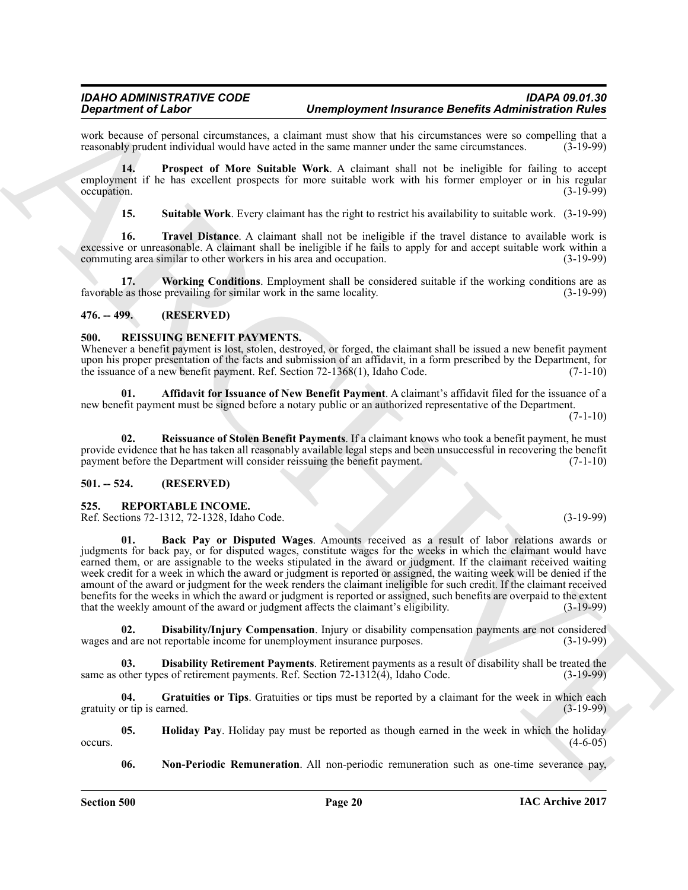work because of personal circumstances, a claimant must show that his circumstances were so compelling that a reasonably prudent individual would have acted in the same manner under the same circumstances. (3-19-99)

**14. Prospect of More Suitable Work**. A claimant shall not be ineligible for failing to accept employment if he has excellent prospects for more suitable work with his former employer or in his regular occupation. (3-19-99)

**15. Suitable Work**. Every claimant has the right to restrict his availability to suitable work. (3-19-99)

**16. Travel Distance**. A claimant shall not be ineligible if the travel distance to available work is excessive or unreasonable. A claimant shall be ineligible if he fails to apply for and accept suitable work within a commuting area similar to other workers in his area and occupation. (3-19-99)

**17. Working Conditions**. Employment shall be considered suitable if the working conditions are as favorable as those prevailing for similar work in the same locality. (3-19-99)

## 476. -- 499. (RESERVED)

## 500. REISSUING BENEFIT PAYMENTS.

Whenever a benefit payment is lost, stolen, destroyed, or forged, the claimant shall be issued a new benefit payment upon his proper presentation of the facts and submission of an affidavit, in a form prescribed by the Department, for the issuance of a new benefit payment. Ref. Section 72-1368(1), Idaho Code. (7-1-10)

**01. Affidavit for Issuance of New Benefit Payment**. A claimant's affidavit filed for the issuance of a new benefit payment must be signed before a notary public or an authorized representative of the Department. (7-1-10)

**02. Reissuance of Stolen Benefit Payments**. If a claimant knows who took a benefit payment, he must provide evidence that he has taken all reasonably available legal steps and been unsuccessful in recovering the benefit payment before the Department will consider reissuing the benefit payment. (7-1-10)

## 501. -- 524. (RESERVED)

## 525. REPORTABLE INCOME.

Ref. Sections 72-1312, 72-1328, Idaho Code. (3-19-99)

**01. Back Pay or Disputed Wages**. Amounts received as a result of labor relations awards or judgments for back pay, or for disputed wages, constitute wages for the weeks in which the claimant would have earned them, or are assignable to the weeks stipulated in the award or judgment. If the claimant received waiting week credit for a week in which the award or judgment is reported or assigned, the waiting week will be denied if the amount of the award or judgment for the week renders the claimant ineligible for such credit. If the claimant received benefits for the weeks in which the award or judgment is reported or assigned, such benefits are overpaid to the extent that the weekly amount of the award or judgment affects the claimant's eligibility. (3-19-99)

**02. Disability/Injury Compensation**. Injury or disability compensation payments are not considered wages and are not reportable income for unemployment insurance purposes. (3-19-99)

**03. Disability Retirement Payments**. Retirement payments as a result of disability shall be treated the same as other types of retirement payments. Ref. Section 72-1312(4), Idaho Code. (3-19-99)

**04. Gratuities or Tips**. Gratuities or tips must be reported by a claimant for the week in which each gratuity or tip is earned. (3-19-99)

**05. Holiday Pay**. Holiday pay must be reported as though earned in the week in which the holiday occurs. (4-6-05)

**06. Non-Periodic Remuneration**. All non-periodic remuneration such as one-time severance pay,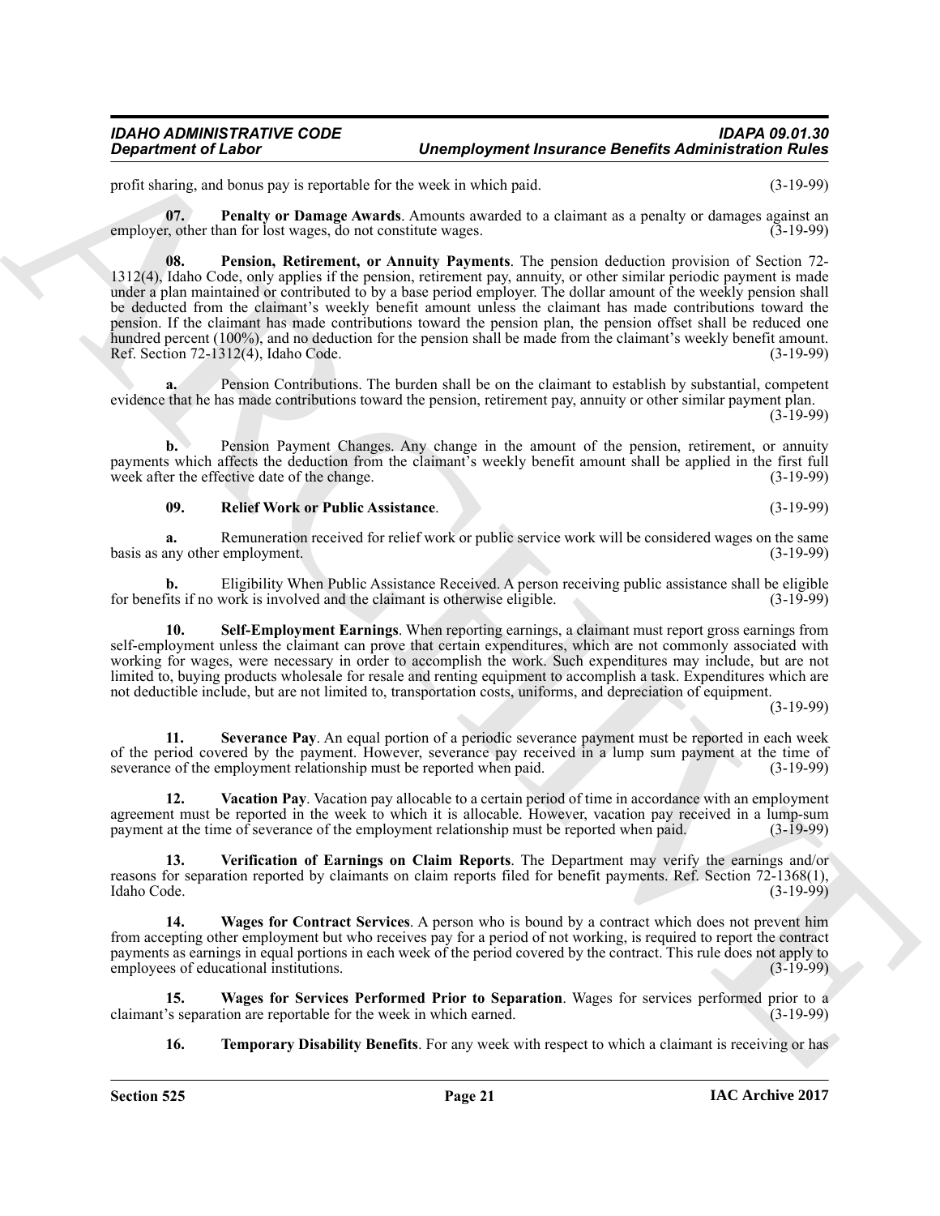profit sharing, and bonus pay is reportable for the week in which paid. (3-19-99)

**07. Penalty or Damage Awards**. Amounts awarded to a claimant as a penalty or damages against an employer, other than for lost wages, do not constitute wages. (3-19-99)

**08. Pension, Retirement, or Annuity Payments**. The pension deduction provision of Section 72-1312(4), Idaho Code, only applies if the pension, retirement pay, annuity, or other similar periodic payment is made under a plan maintained or contributed to by a base period employer. The dollar amount of the weekly pension shall be deducted from the claimant's weekly benefit amount unless the claimant has made contributions toward the pension. If the claimant has made contributions toward the pension plan, the pension offset shall be reduced one hundred percent (100%), and no deduction for the pension shall be made from the claimant's weekly benefit amount. Ref. Section 72-1312(4), Idaho Code. (3-19-99)

**a.** Pension Contributions. The burden shall be on the claimant to establish by substantial, competent evidence that he has made contributions toward the pension, retirement pay, annuity or other similar payment plan. (3-19-99)

**b.** Pension Payment Changes. Any change in the amount of the pension, retirement, or annuity payments which affects the deduction from the claimant's weekly benefit amount shall be applied in the first full week after the effective date of the change. (3-19-99)

**09. Relief Work or Public Assistance**. (3-19-99)

**a.** Remuneration received for relief work or public service work will be considered wages on the same basis as any other employment. (3-19-99)

**b.** Eligibility When Public Assistance Received. A person receiving public assistance shall be eligible for benefits if no work is involved and the claimant is otherwise eligible. (3-19-99)

**10. Self-Employment Earnings**. When reporting earnings, a claimant must report gross earnings from self-employment unless the claimant can prove that certain expenditures, which are not commonly associated with working for wages, were necessary in order to accomplish the work. Such expenditures may include, but are not limited to, buying products wholesale for resale and renting equipment to accomplish a task. Expenditures which are not deductible include, but are not limited to, transportation costs, uniforms, and depreciation of equipment. (3-19-99)

**11. Severance Pay**. An equal portion of a periodic severance payment must be reported in each week of the period covered by the payment. However, severance pay received in a lump sum payment at the time of severance of the employment relationship must be reported when paid. (3-19-99)

**12. Vacation Pay**. Vacation pay allocable to a certain period of time in accordance with an employment agreement must be reported in the week to which it is allocable. However, vacation pay received in a lump-sum payment at the time of severance of the employment relationship must be reported when paid. (3-19-99)

**13. Verification of Earnings on Claim Reports**. The Department may verify the earnings and/or reasons for separation reported by claimants on claim reports filed for benefit payments. Ref. Section 72-1368(1), Idaho Code. (3-19-99)

**14. Wages for Contract Services**. A person who is bound by a contract which does not prevent him from accepting other employment but who receives pay for a period of not working, is required to report the contract payments as earnings in equal portions in each week of the period covered by the contract. This rule does not apply to employees of educational institutions. (3-19-99)

**15. Wages for Services Performed Prior to Separation**. Wages for services performed prior to a claimant's separation are reportable for the week in which earned. (3-19-99)

**16. Temporary Disability Benefits**. For any week with respect to which a claimant is receiving or has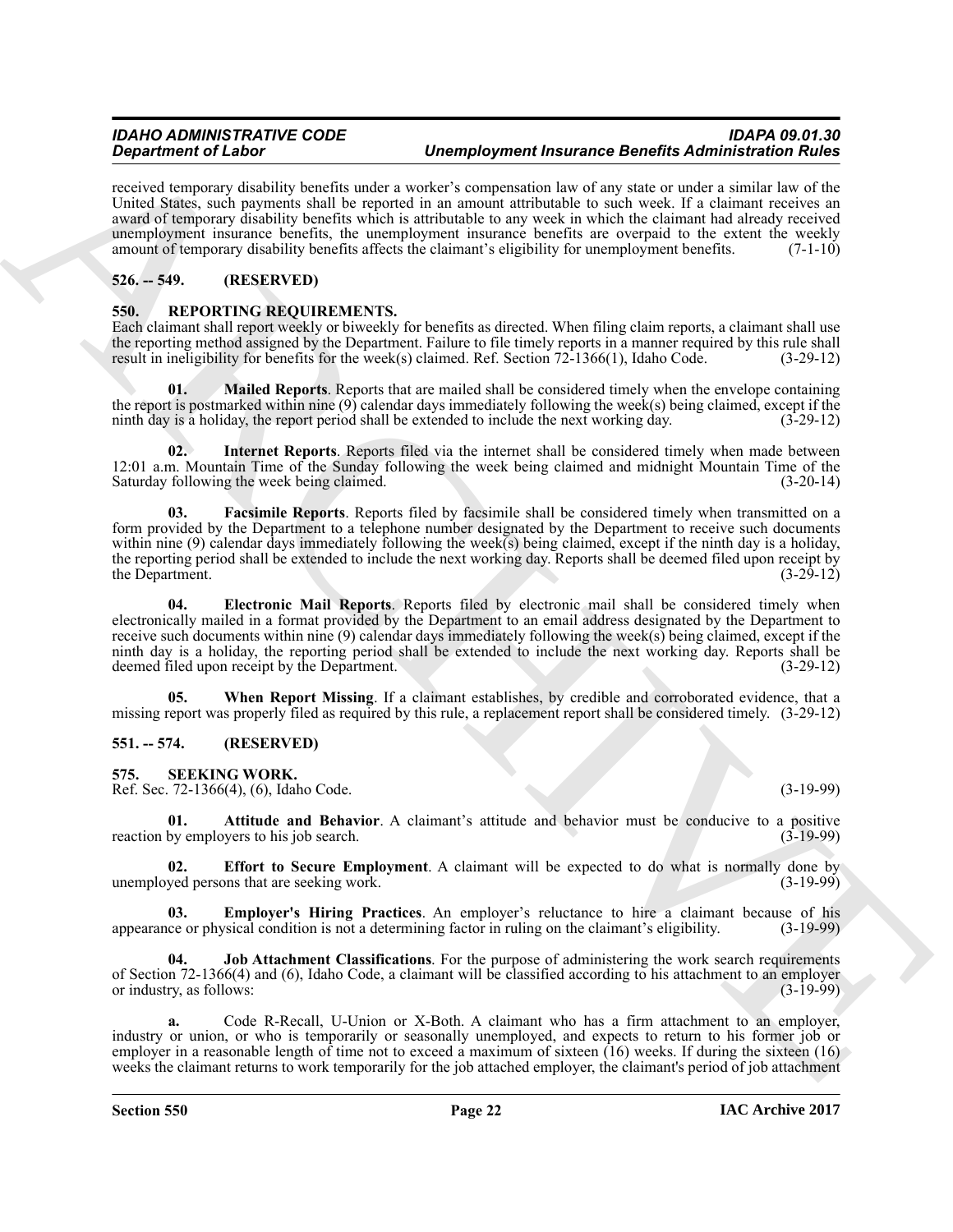received temporary disability benefits under a worker's compensation law of any state or under a similar law of the United States, such payments shall be reported in an amount attributable to such week. If a claimant receives an award of temporary disability benefits which is attributable to any week in which the claimant had already received unemployment insurance benefits, the unemployment insurance benefits are overpaid to the extent the weekly amount of temporary disability benefits affects the claimant's eligibility for unemployment benefits. (7-1-10)

## 526. -- 549. (RESERVED)

## 550. REPORTING REQUIREMENTS.

Each claimant shall report weekly or biweekly for benefits as directed. When filing claim reports, a claimant shall use the reporting method assigned by the Department. Failure to file timely reports in a manner required by this rule shall result in ineligibility for benefits for the week(s) claimed. Ref. Section 72-1366(1), Idaho Code. (3-29-12)

**01. Mailed Reports**. Reports that are mailed shall be considered timely when the envelope containing the report is postmarked within nine (9) calendar days immediately following the week(s) being claimed, except if the ninth day is a holiday, the report period shall be extended to include the next working day. (3-29-12)

**02. Internet Reports**. Reports filed via the internet shall be considered timely when made between 12:01 a.m. Mountain Time of the Sunday following the week being claimed and midnight Mountain Time of the Saturday following the week being claimed. (3-20-14)

**03. Facsimile Reports**. Reports filed by facsimile shall be considered timely when transmitted on a form provided by the Department to a telephone number designated by the Department to receive such documents within nine (9) calendar days immediately following the week(s) being claimed, except if the ninth day is a holiday, the reporting period shall be extended to include the next working day. Reports shall be deemed filed upon receipt by the Department. (3-29-12)

**04. Electronic Mail Reports**. Reports filed by electronic mail shall be considered timely when electronically mailed in a format provided by the Department to an email address designated by the Department to receive such documents within nine (9) calendar days immediately following the week(s) being claimed, except if the ninth day is a holiday, the reporting period shall be extended to include the next working day. Reports shall be deemed filed upon receipt by the Department. (3-29-12)

**05. When Report Missing**. If a claimant establishes, by credible and corroborated evidence, that a missing report was properly filed as required by this rule, a replacement report shall be considered timely. (3-29-12)

## 551. -- 574. (RESERVED)

## 575. SEEKING WORK.

Ref. Sec. 72-1366(4), (6), Idaho Code. (3-19-99)

**01. Attitude and Behavior**. A claimant's attitude and behavior must be conducive to a positive reaction by employers to his job search. (3-19-99)

**02. Effort to Secure Employment**. A claimant will be expected to do what is normally done by unemployed persons that are seeking work. (3-19-99)

**03. Employer's Hiring Practices**. An employer's reluctance to hire a claimant because of his appearance or physical condition is not a determining factor in ruling on the claimant's eligibility. (3-19-99)

**04. Job Attachment Classifications**. For the purpose of administering the work search requirements of Section 72-1366(4) and (6), Idaho Code, a claimant will be classified according to his attachment to an employer or industry, as follows: (3-19-99)

**a.** Code R-Recall, U-Union or X-Both. A claimant who has a firm attachment to an employer, industry or union, or who is temporarily or seasonally unemployed, and expects to return to his former job or employer in a reasonable length of time not to exceed a maximum of sixteen (16) weeks. If during the sixteen (16) weeks the claimant returns to work temporarily for the job attached employer, the claimant's period of job attachment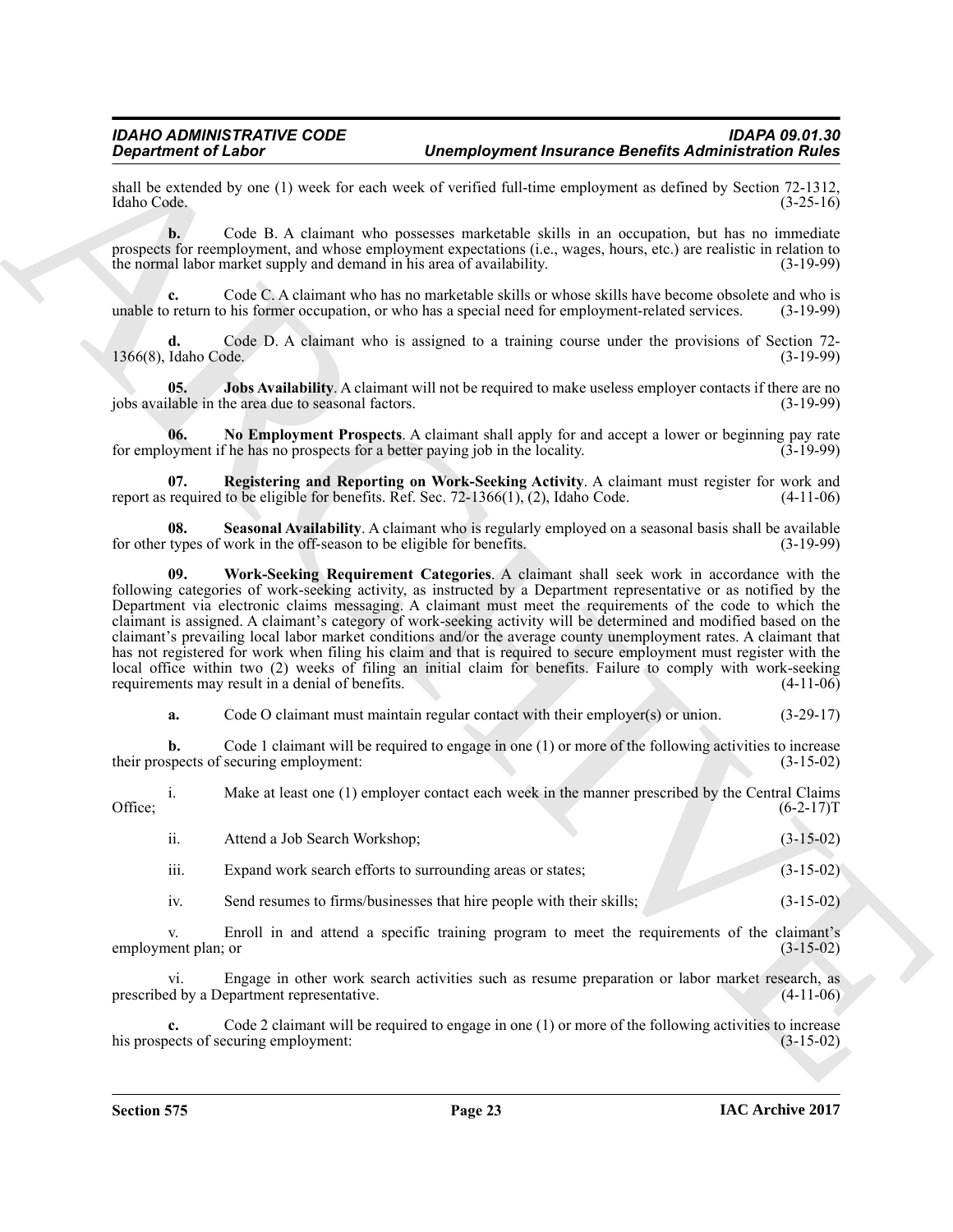shall be extended by one (1) week for each week of verified full-time employment as defined by Section 72-1312, Idaho Code. (3-25-16)

**b.** Code B. A claimant who possesses marketable skills in an occupation, but has no immediate prospects for reemployment, and whose employment expectations (i.e., wages, hours, etc.) are realistic in relation to the normal labor market supply and demand in his area of availability. (3-19-99)

**c.** Code C. A claimant who has no marketable skills or whose skills have become obsolete and who is unable to return to his former occupation, or who has a special need for employment-related services. (3-19-99)

**d.** Code D. A claimant who is assigned to a training course under the provisions of Section 72-1366(8), Idaho Code. (3-19-99)

**05. Jobs Availability**. A claimant will not be required to make useless employer contacts if there are no jobs available in the area due to seasonal factors. (3-19-99)

**06. No Employment Prospects**. A claimant shall apply for and accept a lower or beginning pay rate for employment if he has no prospects for a better paying job in the locality. (3-19-99)

**07. Registering and Reporting on Work-Seeking Activity**. A claimant must register for work and report as required to be eligible for benefits. Ref. Sec. 72-1366(1), (2), Idaho Code. (4-11-06)

**08. Seasonal Availability**. A claimant who is regularly employed on a seasonal basis shall be available for other types of work in the off-season to be eligible for benefits. (3-19-99)

**09. Work-Seeking Requirement Categories**. A claimant shall seek work in accordance with the following categories of work-seeking activity, as instructed by a Department representative or as notified by the Department via electronic claims messaging. A claimant must meet the requirements of the code to which the claimant is assigned. A claimant's category of work-seeking activity will be determined and modified based on the claimant's prevailing local labor market conditions and/or the average county unemployment rates. A claimant that has not registered for work when filing his claim and that is required to secure employment must register with the local office within two (2) weeks of filing an initial claim for benefits. Failure to comply with work-seeking requirements may result in a denial of benefits. (4-11-06)

**a.** Code O claimant must maintain regular contact with their employer(s) or union. (3-29-17)

**b.** Code 1 claimant will be required to engage in one (1) or more of the following activities to increase their prospects of securing employment: (3-15-02)

i. Make at least one (1) employer contact each week in the manner prescribed by the Central Claims Office; (6-2-17)T

ii. Attend a Job Search Workshop; (3-15-02)

iii. Expand work search efforts to surrounding areas or states; (3-15-02)

iv. Send resumes to firms/businesses that hire people with their skills; (3-15-02)

v. Enroll in and attend a specific training program to meet the requirements of the claimant's employment plan; or (3-15-02)

vi. Engage in other work search activities such as resume preparation or labor market research, as prescribed by a Department representative. (4-11-06)

**c.** Code 2 claimant will be required to engage in one (1) or more of the following activities to increase his prospects of securing employment: (3-15-02)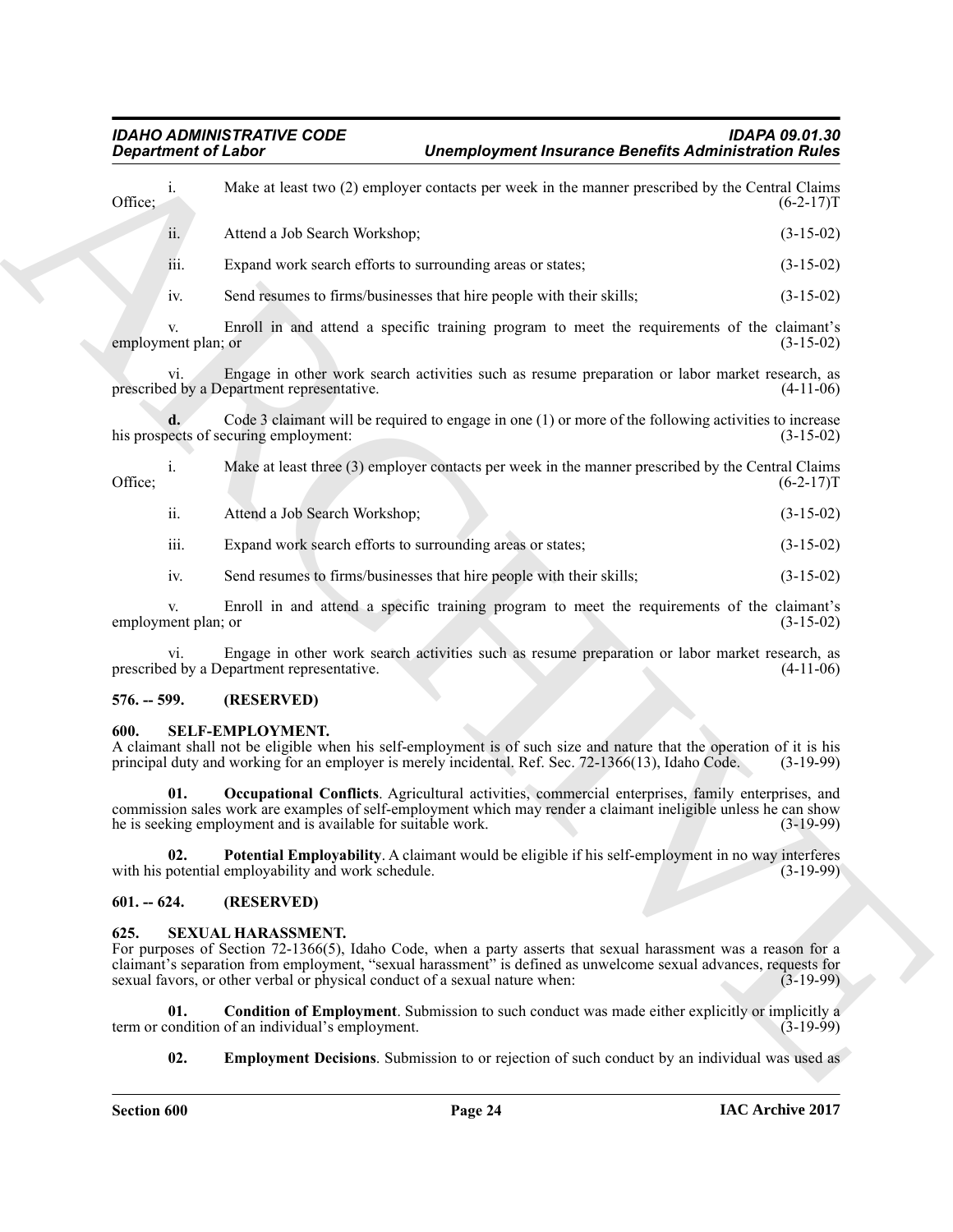i. Make at least two (2) employer contacts per week in the manner prescribed by the Central Claims Office; (6-2-17)T

ii. Attend a Job Search Workshop; (3-15-02)

iii. Expand work search efforts to surrounding areas or states; (3-15-02)

iv. Send resumes to firms/businesses that hire people with their skills; (3-15-02)

v. Enroll in and attend a specific training program to meet the requirements of the claimant's employment plan; or (3-15-02)

vi. Engage in other work search activities such as resume preparation or labor market research, as prescribed by a Department representative. (4-11-06)

**d.** Code 3 claimant will be required to engage in one (1) or more of the following activities to increase his prospects of securing employment: (3-15-02)

i. Make at least three (3) employer contacts per week in the manner prescribed by the Central Claims Office; (6-2-17)T

ii. Attend a Job Search Workshop; (3-15-02)

iii. Expand work search efforts to surrounding areas or states; (3-15-02)

iv. Send resumes to firms/businesses that hire people with their skills; (3-15-02)

v. Enroll in and attend a specific training program to meet the requirements of the claimant's employment plan; or (3-15-02)

vi. Engage in other work search activities such as resume preparation or labor market research, as prescribed by a Department representative. (4-11-06)

### 576. -- 599. (RESERVED)

### 600. SELF-EMPLOYMENT.

A claimant shall not be eligible when his self-employment is of such size and nature that the operation of it is his principal duty and working for an employer is merely incidental. Ref. Sec. 72-1366(13), Idaho Code. (3-19-99)

**01. Occupational Conflicts**. Agricultural activities, commercial enterprises, family enterprises, and commission sales work are examples of self-employment which may render a claimant ineligible unless he can show he is seeking employment and is available for suitable work. (3-19-99)

**02. Potential Employability**. A claimant would be eligible if his self-employment in no way interferes with his potential employability and work schedule. (3-19-99)

### 601. -- 624. (RESERVED)

### 625. SEXUAL HARASSMENT.

For purposes of Section 72-1366(5), Idaho Code, when a party asserts that sexual harassment was a reason for a claimant's separation from employment, "sexual harassment" is defined as unwelcome sexual advances, requests for sexual favors, or other verbal or physical conduct of a sexual nature when: (3-19-99)

**01. Condition of Employment**. Submission to such conduct was made either explicitly or implicitly a term or condition of an individual's employment. (3-19-99)

**02. Employment Decisions**. Submission to or rejection of such conduct by an individual was used as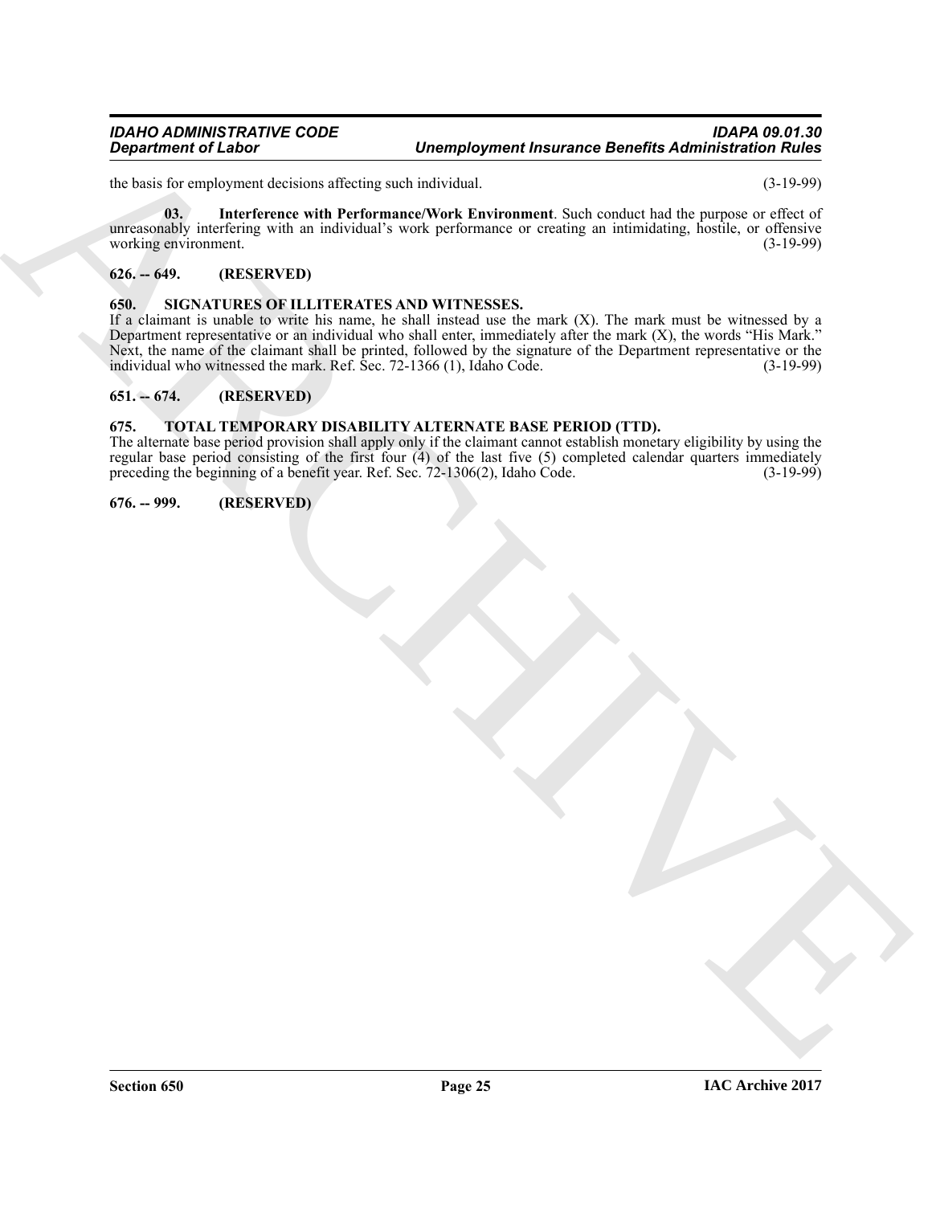the basis for employment decisions affecting such individual. (3-19-99)

**03. Interference with Performance/Work Environment**. Such conduct had the purpose or effect of unreasonably interfering with an individual's work performance or creating an intimidating, hostile, or offensive working environment. (3-19-99)

### 626. -- 649. (RESERVED)

### 650. SIGNATURES OF ILLITERATES AND WITNESSES.

If a claimant is unable to write his name, he shall instead use the mark (X). The mark must be witnessed by a Department representative or an individual who shall enter, immediately after the mark (X), the words "His Mark." Next, the name of the claimant shall be printed, followed by the signature of the Department representative or the individual who witnessed the mark. Ref. Sec. 72-1366 (1), Idaho Code. (3-19-99)

### 651. -- 674. (RESERVED)

### 675. TOTAL TEMPORARY DISABILITY ALTERNATE BASE PERIOD (TTD).

The alternate base period provision shall apply only if the claimant cannot establish monetary eligibility by using the regular base period consisting of the first four (4) of the last five (5) completed calendar quarters immediately preceding the beginning of a benefit year. Ref. Sec. 72-1306(2), Idaho Code. (3-19-99)

### 676. -- 999. (RESERVED)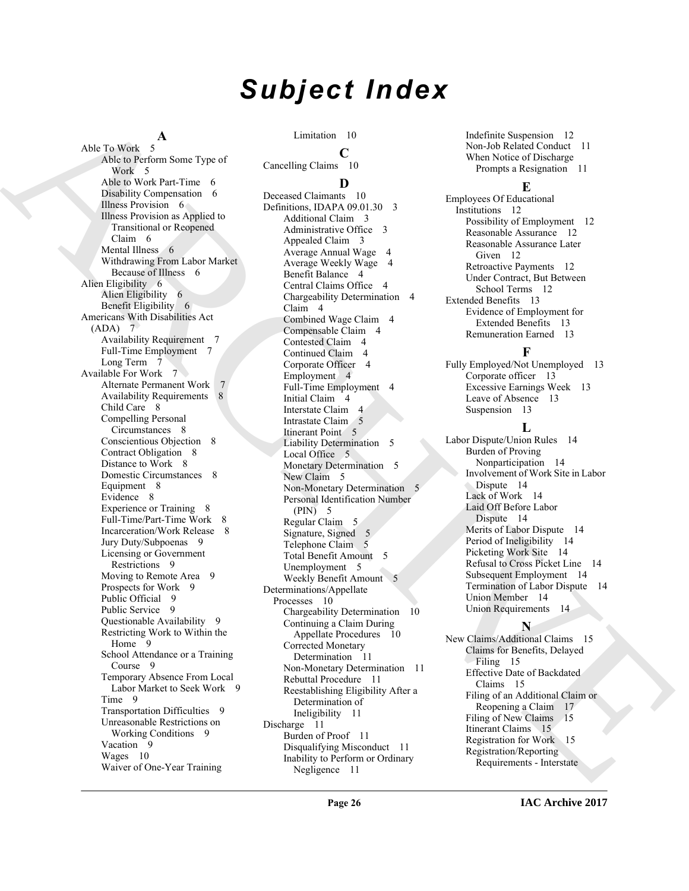# Subject Index

**A**

Able To Work 5
- Able to Perform Some Type of Work 5
- Able to Work Part-Time 6
- Disability Compensation 6
- Illness Provision 6
- Illness Provision as Applied to Transitional or Reopened Claim 6
- Mental Illness 6
- Withdrawing From Labor Market Because of Illness 6

Alien Eligibility 6
- Alien Eligibility 6
- Benefit Eligibility 6

Americans With Disabilities Act (ADA) 7
- Availability Requirement 7
- Full-Time Employment 7
- Long Term 7

Available For Work 7
- Alternate Permanent Work 7
- Availability Requirements 8
- Child Care 8
- Compelling Personal Circumstances 8
- Conscientious Objection 8
- Contract Obligation 8
- Distance to Work 8
- Domestic Circumstances 8
- Equipment 8
- Evidence 8
- Experience or Training 8
- Full-Time/Part-Time Work 8
- Incarceration/Work Release 8
- Jury Duty/Subpoenas 9
- Licensing or Government Restrictions 9
- Moving to Remote Area 9
- Prospects for Work 9
- Public Official 9
- Public Service 9
- Questionable Availability 9
- Restricting Work to Within the Home 9
- School Attendance or a Training Course 9
- Temporary Absence From Local Labor Market to Seek Work 9
- Time 9
- Transportation Difficulties 9
- Unreasonable Restrictions on Working Conditions 9
- Vacation 9
- Wages 10
- Waiver of One-Year Training Limitation 10

**C**

Cancelling Claims 10

**D**

Deceased Claimants 10

Definitions, IDAPA 09.01.30 3
- Additional Claim 3
- Administrative Office 3
- Appealed Claim 3
- Average Annual Wage 4
- Average Weekly Wage 4
- Benefit Balance 4
- Central Claims Office 4
- Chargeability Determination 4
- Claim 4
- Combined Wage Claim 4
- Compensable Claim 4
- Contested Claim 4
- Continued Claim 4
- Corporate Officer 4
- Employment 4
- Full-Time Employment 4
- Initial Claim 4
- Interstate Claim 4
- Intrastate Claim 5
- Itinerant Point 5
- Liability Determination 5
- Local Office 5
- Monetary Determination 5
- New Claim 5
- Non-Monetary Determination 5
- Personal Identification Number (PIN) 5
- Regular Claim 5
- Signature, Signed 5
- Telephone Claim 5
- Total Benefit Amount 5
- Unemployment 5
- Weekly Benefit Amount 5

Determinations/Appellate Processes 10
- Chargeability Determination 10
- Continuing a Claim During Appellate Procedures 10
- Corrected Monetary Determination 11
- Non-Monetary Determination 11
- Rebuttal Procedure 11
- Reestablishing Eligibility After a Determination of Ineligibility 11

Discharge 11
- Burden of Proof 11
- Disqualifying Misconduct 11
- Inability to Perform or Ordinary Negligence 11
- Indefinite Suspension 12
- Non-Job Related Conduct 11
- When Notice of Discharge Prompts a Resignation 11

**E**

Employees Of Educational Institutions 12
- Possibility of Employment 12
- Reasonable Assurance 12
- Reasonable Assurance Later Given 12
- Retroactive Payments 12
- Under Contract, But Between School Terms 12

Extended Benefits 13
- Evidence of Employment for Extended Benefits 13
- Remuneration Earned 13

**F**

Fully Employed/Not Unemployed 13
- Corporate officer 13
- Excessive Earnings Week 13
- Leave of Absence 13
- Suspension 13

**L**

Labor Dispute/Union Rules 14
- Burden of Proving Nonparticipation 14
- Involvement of Work Site in Labor Dispute 14
- Lack of Work 14
- Laid Off Before Labor Dispute 14
- Merits of Labor Dispute 14
- Period of Ineligibility 14
- Picketing Work Site 14
- Refusal to Cross Picket Line 14
- Subsequent Employment 14
- Termination of Labor Dispute 14
- Union Member 14
- Union Requirements 14

**N**

New Claims/Additional Claims 15
- Claims for Benefits, Delayed Filing 15
- Effective Date of Backdated Claims 15
- Filing of an Additional Claim or Reopening a Claim 17
- Filing of New Claims 15
- Itinerant Claims 15
- Registration for Work 15
- Registration/Reporting Requirements - Interstate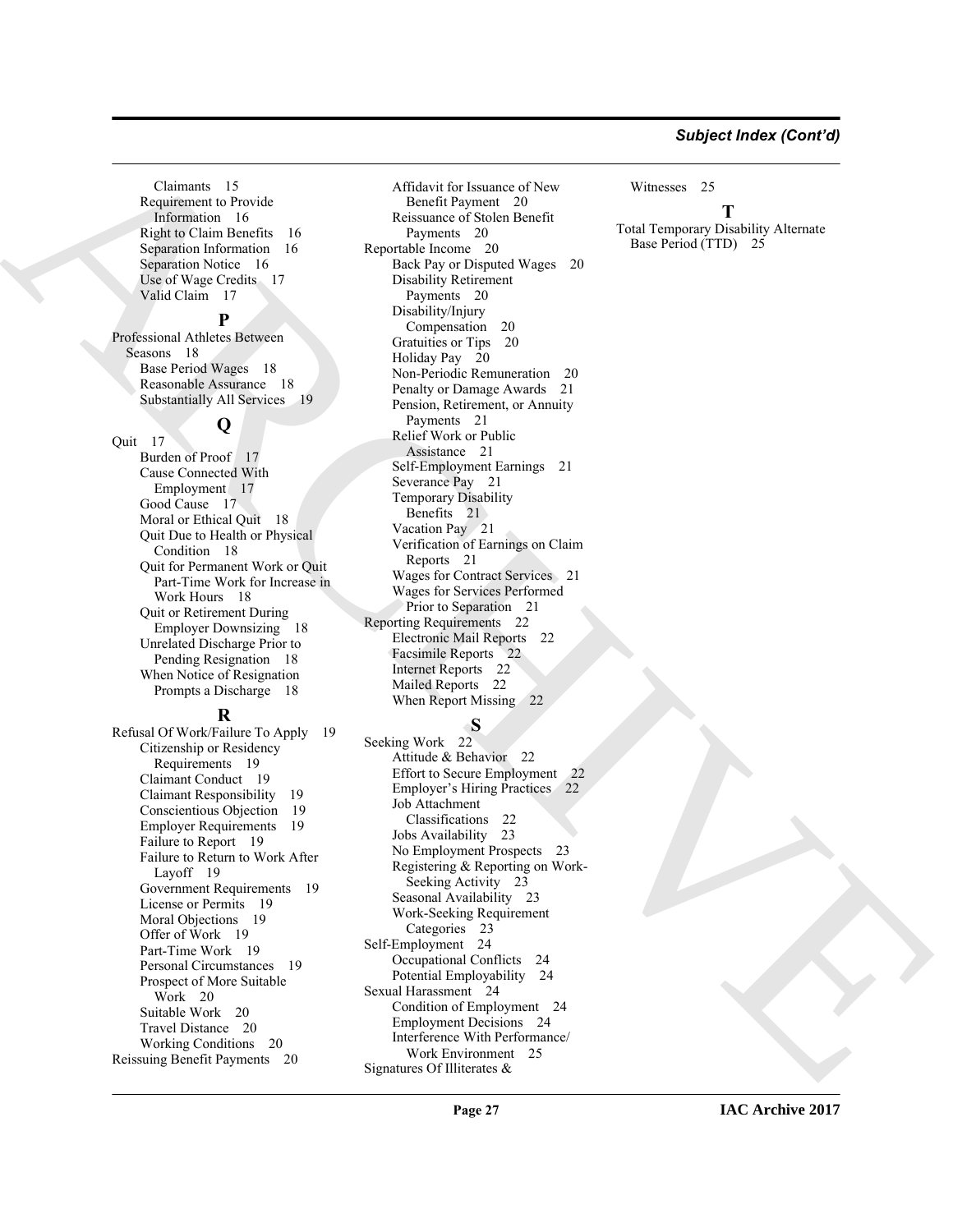Claimants 15
Requirement to Provide Information 16
Right to Claim Benefits 16
Separation Information 16
Separation Notice 16
Use of Wage Credits 17
Valid Claim 17

## P

Professional Athletes Between Seasons 18
Base Period Wages 18
Reasonable Assurance 18
Substantially All Services 19

## Q

Quit 17
Burden of Proof 17
Cause Connected With Employment 17
Good Cause 17
Moral or Ethical Quit 18
Quit Due to Health or Physical Condition 18
Quit for Permanent Work or Quit Part-Time Work for Increase in Work Hours 18
Quit or Retirement During Employer Downsizing 18
Unrelated Discharge Prior to Pending Resignation 18
When Notice of Resignation Prompts a Discharge 18

## R

Refusal Of Work/Failure To Apply 19
Citizenship or Residency Requirements 19
Claimant Conduct 19
Claimant Responsibility 19
Conscientious Objection 19
Employer Requirements 19
Failure to Report 19
Failure to Return to Work After Layoff 19
Government Requirements 19
License or Permits 19
Moral Objections 19
Offer of Work 19
Part-Time Work 19
Personal Circumstances 19
Prospect of More Suitable Work 20
Suitable Work 20
Travel Distance 20
Working Conditions 20
Reissuing Benefit Payments 20
Affidavit for Issuance of New Benefit Payment 20
Reissuance of Stolen Benefit Payments 20
Reportable Income 20
Back Pay or Disputed Wages 20
Disability Retirement Payments 20
Disability/Injury Compensation 20
Gratuities or Tips 20
Holiday Pay 20
Non-Periodic Remuneration 20
Penalty or Damage Awards 21
Pension, Retirement, or Annuity Payments 21
Relief Work or Public Assistance 21
Self-Employment Earnings 21
Severance Pay 21
Temporary Disability Benefits 21
Vacation Pay 21
Verification of Earnings on Claim Reports 21
Wages for Contract Services 21
Wages for Services Performed Prior to Separation 21
Reporting Requirements 22
Electronic Mail Reports 22
Facsimile Reports 22
Internet Reports 22
Mailed Reports 22
When Report Missing 22

## S

Seeking Work 22
Attitude & Behavior 22
Effort to Secure Employment 22
Employer's Hiring Practices 22
Job Attachment Classifications 22
Jobs Availability 23
No Employment Prospects 23
Registering & Reporting on Work-Seeking Activity 23
Seasonal Availability 23
Work-Seeking Requirement Categories 23
Self-Employment 24
Occupational Conflicts 24
Potential Employability 24
Sexual Harassment 24
Condition of Employment 24
Employment Decisions 24
Interference With Performance/ Work Environment 25
Signatures Of Illiterates & Witnesses 25

## T

Total Temporary Disability Alternate Base Period (TTD) 25